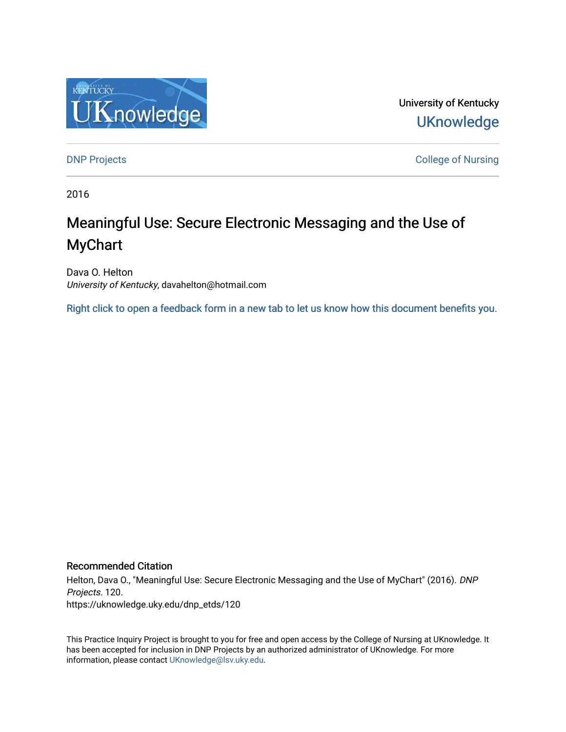University of Kentucky

UKnowledge

DNP Projects

College of Nursing

2016

# Meaningful Use: Secure Electronic Messaging and the Use of MyChart

Dava O. Helton
*University of Kentucky*, davahelton@hotmail.com

Right click to open a feedback form in a new tab to let us know how this document benefits you.

## Recommended Citation

Helton, Dava O., "Meaningful Use: Secure Electronic Messaging and the Use of MyChart" (2016). *DNP Projects*. 120.
https://uknowledge.uky.edu/dnp_etds/120

This Practice Inquiry Project is brought to you for free and open access by the College of Nursing at UKnowledge. It has been accepted for inclusion in DNP Projects by an authorized administrator of UKnowledge. For more information, please contact UKnowledge@lsv.uky.edu.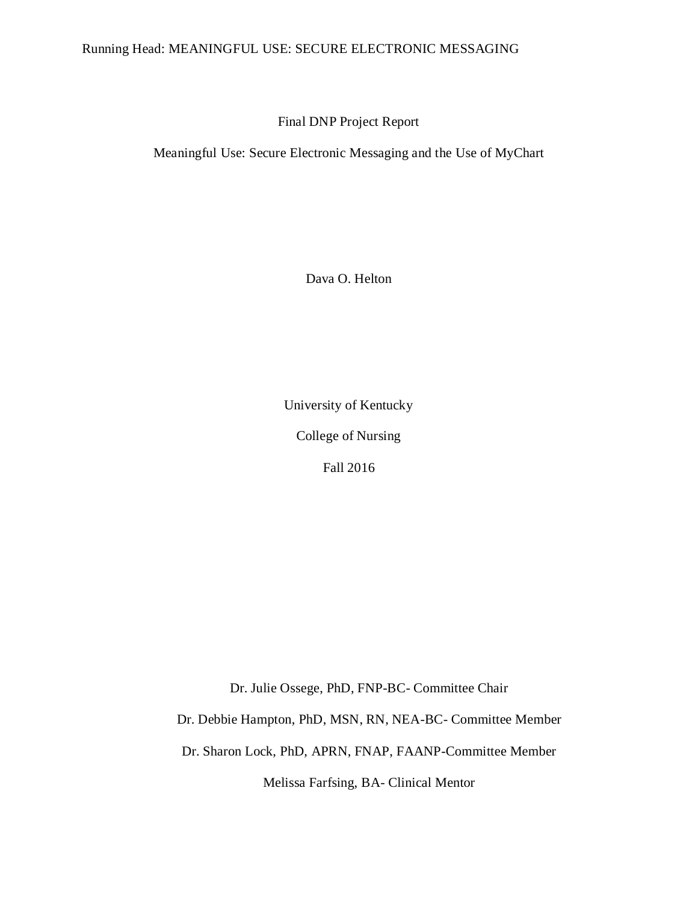Final DNP Project Report

Meaningful Use: Secure Electronic Messaging and the Use of MyChart

Dava O. Helton

University of Kentucky

College of Nursing

Fall 2016

Dr. Julie Ossege, PhD, FNP-BC- Committee Chair

Dr. Debbie Hampton, PhD, MSN, RN, NEA-BC- Committee Member

Dr. Sharon Lock, PhD, APRN, FNAP, FAANP-Committee Member

Melissa Farfsing, BA- Clinical Mentor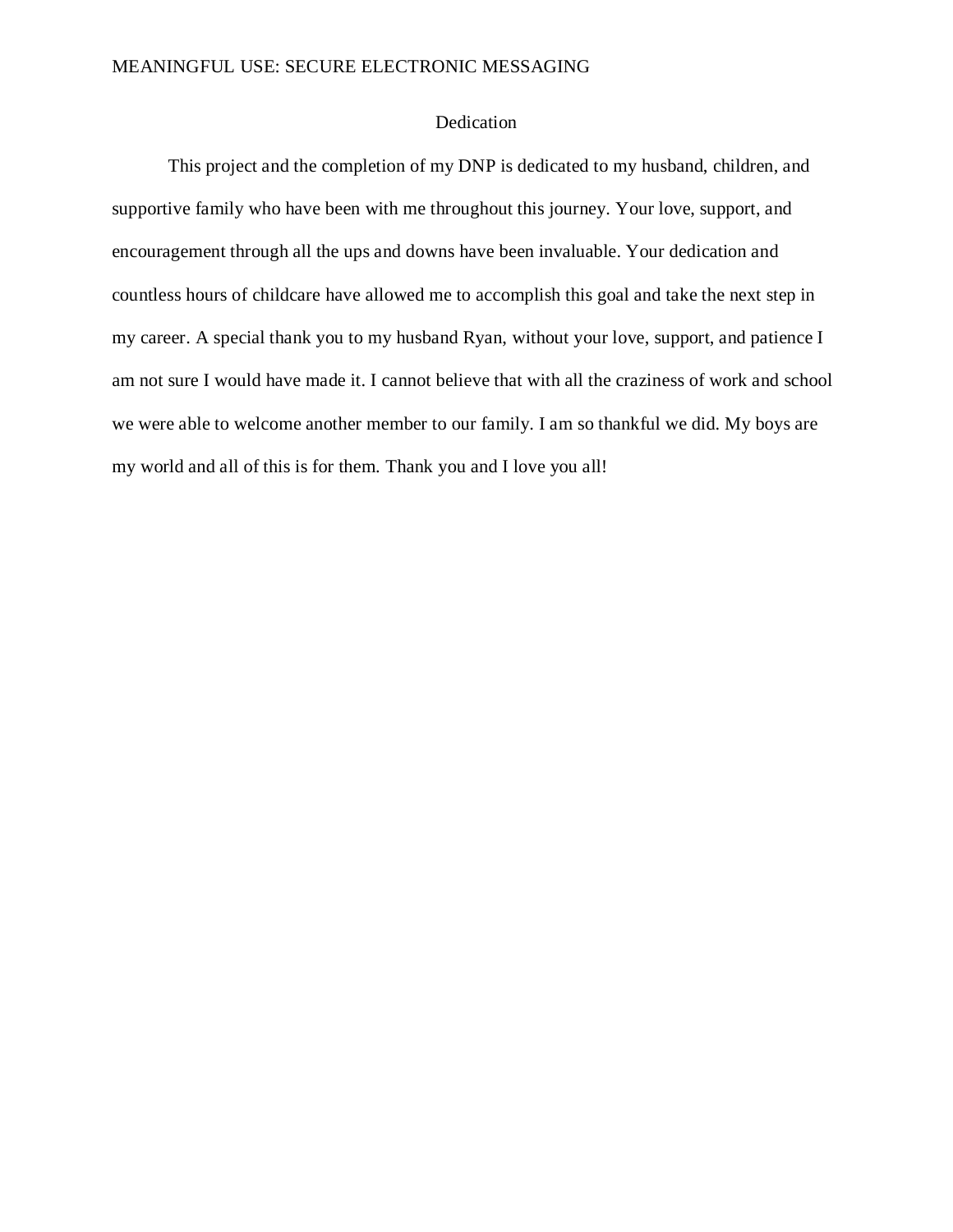# Dedication

This project and the completion of my DNP is dedicated to my husband, children, and supportive family who have been with me throughout this journey. Your love, support, and encouragement through all the ups and downs have been invaluable. Your dedication and countless hours of childcare have allowed me to accomplish this goal and take the next step in my career. A special thank you to my husband Ryan, without your love, support, and patience I am not sure I would have made it. I cannot believe that with all the craziness of work and school we were able to welcome another member to our family. I am so thankful we did. My boys are my world and all of this is for them. Thank you and I love you all!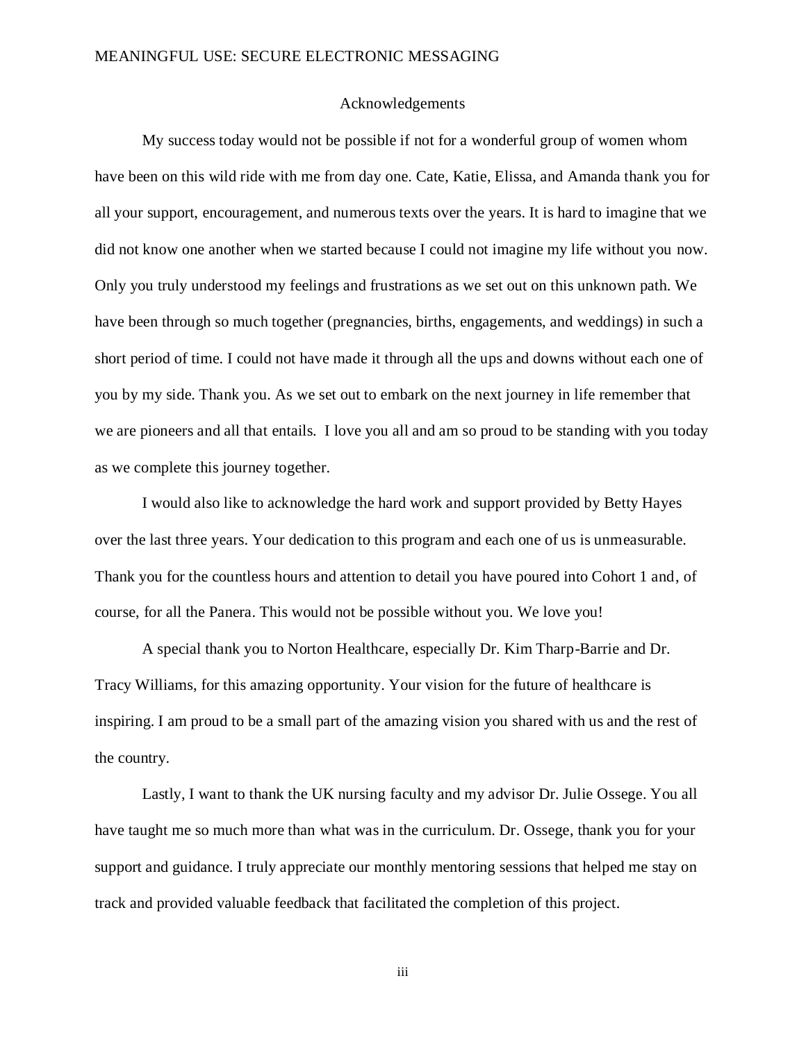## Acknowledgements

My success today would not be possible if not for a wonderful group of women whom have been on this wild ride with me from day one. Cate, Katie, Elissa, and Amanda thank you for all your support, encouragement, and numerous texts over the years. It is hard to imagine that we did not know one another when we started because I could not imagine my life without you now. Only you truly understood my feelings and frustrations as we set out on this unknown path. We have been through so much together (pregnancies, births, engagements, and weddings) in such a short period of time. I could not have made it through all the ups and downs without each one of you by my side. Thank you. As we set out to embark on the next journey in life remember that we are pioneers and all that entails. I love you all and am so proud to be standing with you today as we complete this journey together.

I would also like to acknowledge the hard work and support provided by Betty Hayes over the last three years. Your dedication to this program and each one of us is unmeasurable. Thank you for the countless hours and attention to detail you have poured into Cohort 1 and, of course, for all the Panera. This would not be possible without you. We love you!

A special thank you to Norton Healthcare, especially Dr. Kim Tharp-Barrie and Dr. Tracy Williams, for this amazing opportunity. Your vision for the future of healthcare is inspiring. I am proud to be a small part of the amazing vision you shared with us and the rest of the country.

Lastly, I want to thank the UK nursing faculty and my advisor Dr. Julie Ossege. You all have taught me so much more than what was in the curriculum. Dr. Ossege, thank you for your support and guidance. I truly appreciate our monthly mentoring sessions that helped me stay on track and provided valuable feedback that facilitated the completion of this project.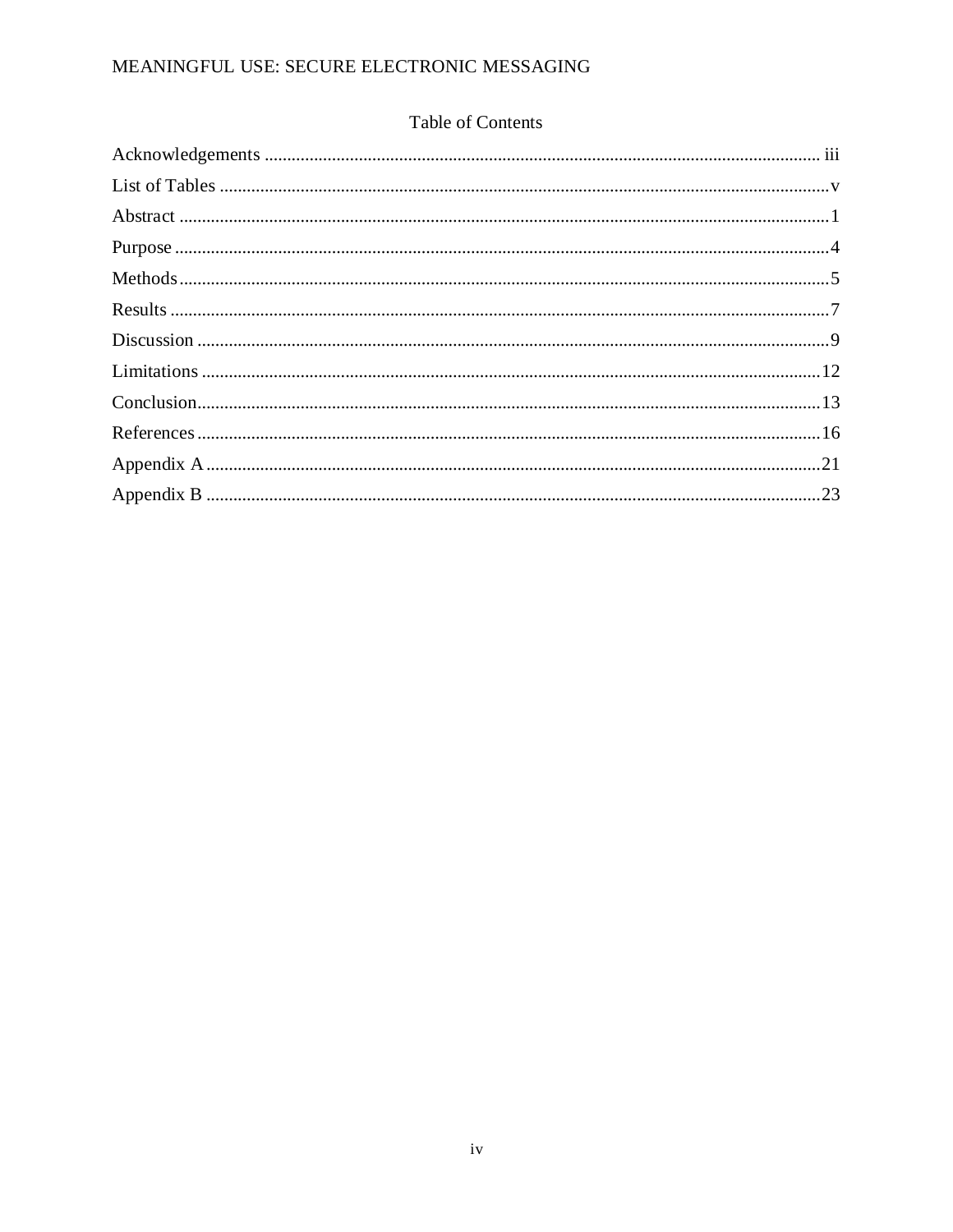## Table of Contents

Acknowledgements ........................................................................................................................ iii
List of Tables ...................................................................................................................................v
Abstract ...........................................................................................................................................1
Purpose ............................................................................................................................................4
Methods ...........................................................................................................................................5
Results .............................................................................................................................................7
Discussion .......................................................................................................................................9
Limitations .....................................................................................................................................12
Conclusion .....................................................................................................................................13
References ......................................................................................................................................16
Appendix A ....................................................................................................................................21
Appendix B ....................................................................................................................................23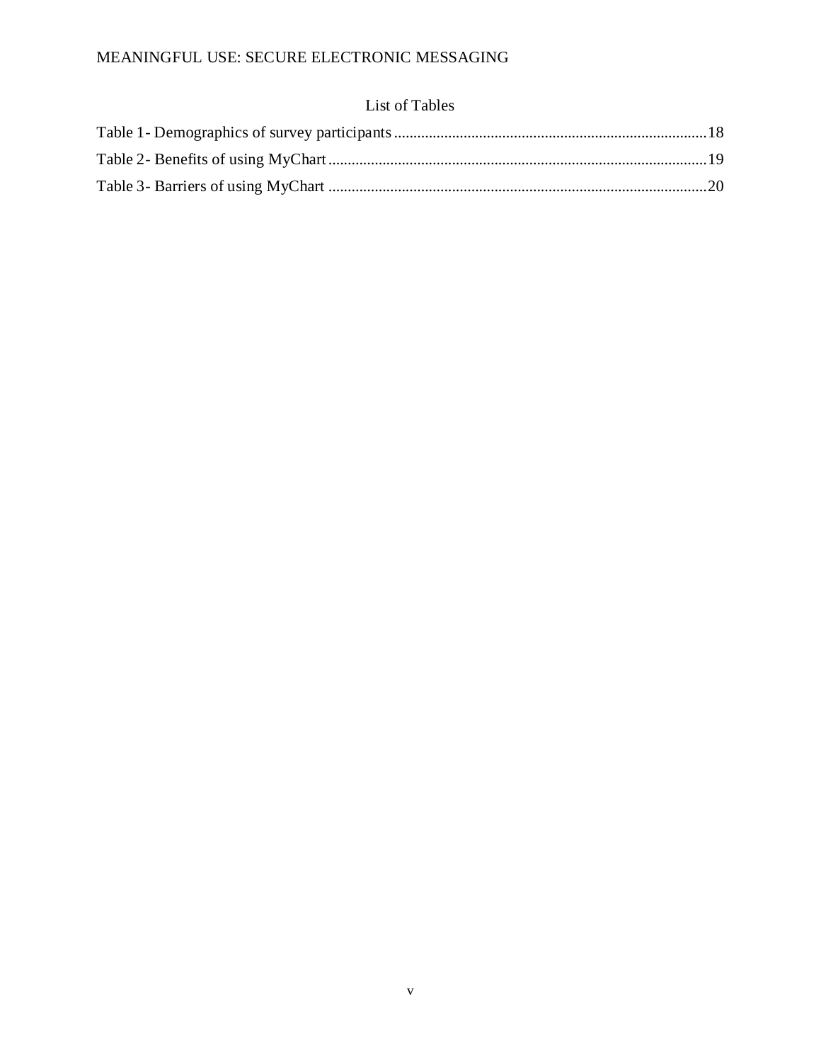# List of Tables

Table 1- Demographics of survey participants ........................................ 18

Table 2- Benefits of using MyChart ........................................ 19

Table 3- Barriers of using MyChart ........................................ 20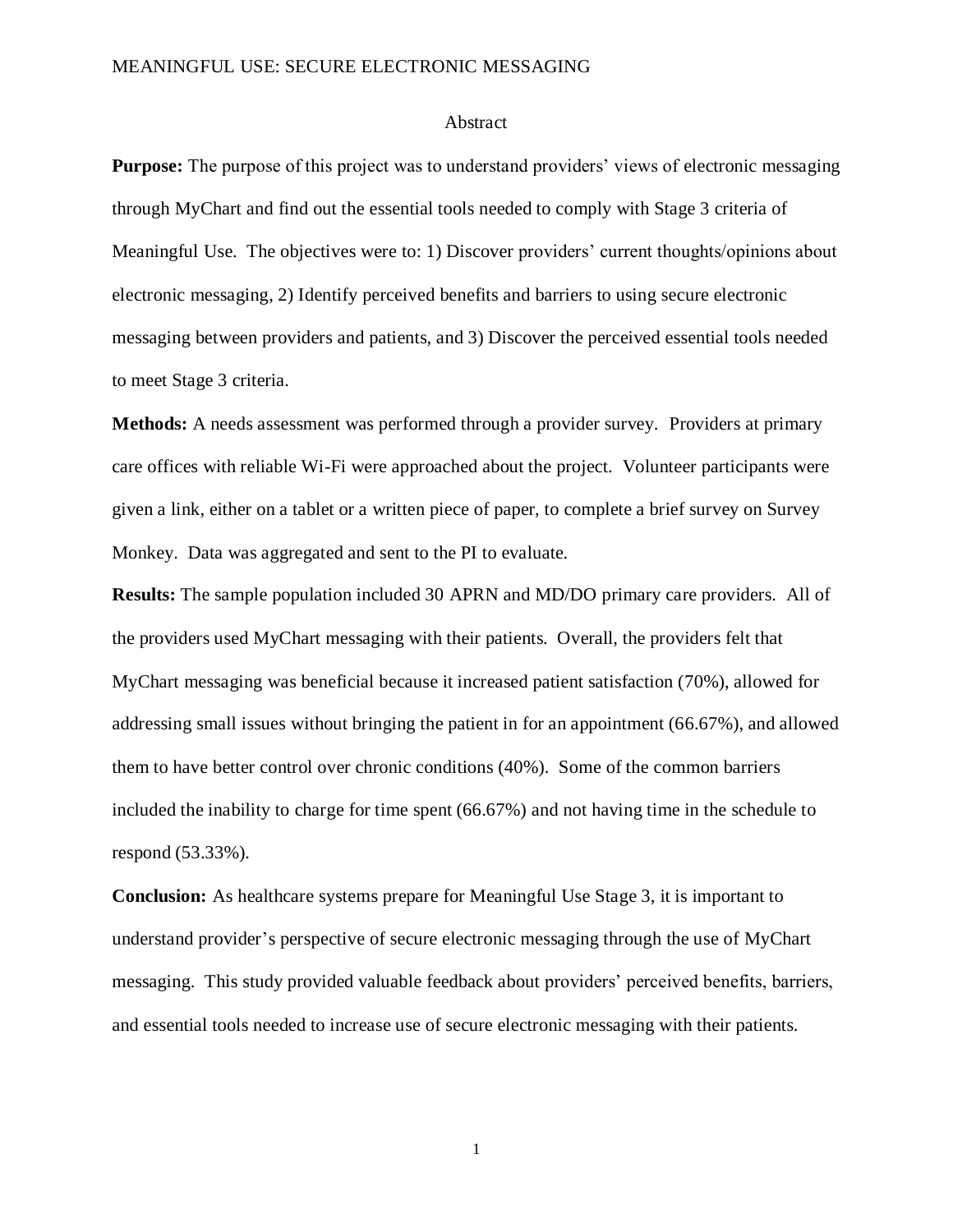## Abstract

**Purpose:** The purpose of this project was to understand providers' views of electronic messaging through MyChart and find out the essential tools needed to comply with Stage 3 criteria of Meaningful Use. The objectives were to: 1) Discover providers' current thoughts/opinions about electronic messaging, 2) Identify perceived benefits and barriers to using secure electronic messaging between providers and patients, and 3) Discover the perceived essential tools needed to meet Stage 3 criteria.

**Methods:** A needs assessment was performed through a provider survey. Providers at primary care offices with reliable Wi-Fi were approached about the project. Volunteer participants were given a link, either on a tablet or a written piece of paper, to complete a brief survey on Survey Monkey. Data was aggregated and sent to the PI to evaluate.

**Results:** The sample population included 30 APRN and MD/DO primary care providers. All of the providers used MyChart messaging with their patients. Overall, the providers felt that MyChart messaging was beneficial because it increased patient satisfaction (70%), allowed for addressing small issues without bringing the patient in for an appointment (66.67%), and allowed them to have better control over chronic conditions (40%). Some of the common barriers included the inability to charge for time spent (66.67%) and not having time in the schedule to respond (53.33%).

**Conclusion:** As healthcare systems prepare for Meaningful Use Stage 3, it is important to understand provider's perspective of secure electronic messaging through the use of MyChart messaging. This study provided valuable feedback about providers' perceived benefits, barriers, and essential tools needed to increase use of secure electronic messaging with their patients.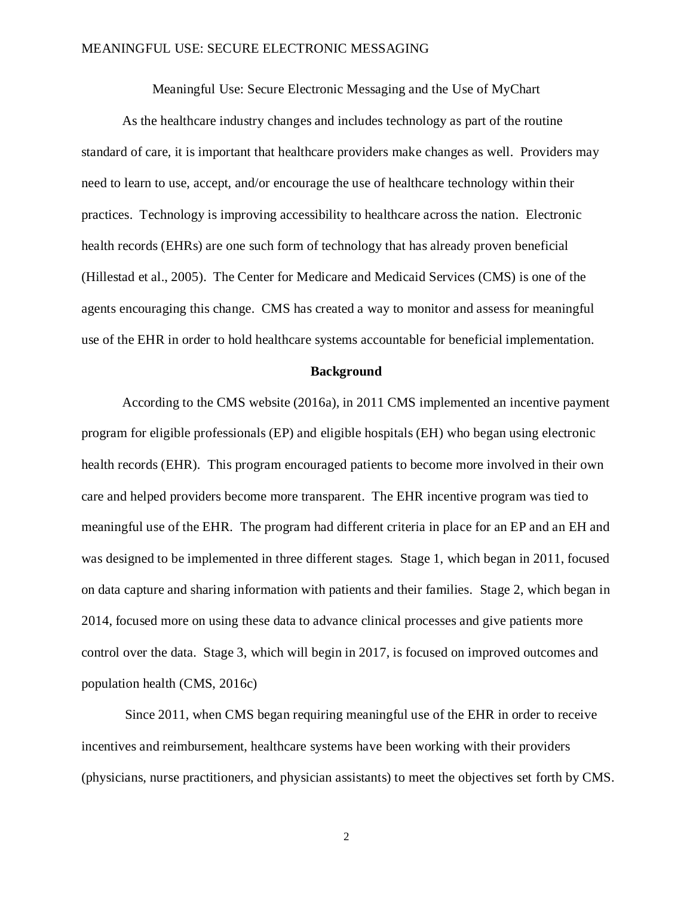Meaningful Use: Secure Electronic Messaging and the Use of MyChart

As the healthcare industry changes and includes technology as part of the routine standard of care, it is important that healthcare providers make changes as well. Providers may need to learn to use, accept, and/or encourage the use of healthcare technology within their practices. Technology is improving accessibility to healthcare across the nation. Electronic health records (EHRs) are one such form of technology that has already proven beneficial (Hillestad et al., 2005). The Center for Medicare and Medicaid Services (CMS) is one of the agents encouraging this change. CMS has created a way to monitor and assess for meaningful use of the EHR in order to hold healthcare systems accountable for beneficial implementation.

## Background

According to the CMS website (2016a), in 2011 CMS implemented an incentive payment program for eligible professionals (EP) and eligible hospitals (EH) who began using electronic health records (EHR). This program encouraged patients to become more involved in their own care and helped providers become more transparent. The EHR incentive program was tied to meaningful use of the EHR. The program had different criteria in place for an EP and an EH and was designed to be implemented in three different stages. Stage 1, which began in 2011, focused on data capture and sharing information with patients and their families. Stage 2, which began in 2014, focused more on using these data to advance clinical processes and give patients more control over the data. Stage 3, which will begin in 2017, is focused on improved outcomes and population health (CMS, 2016c)

Since 2011, when CMS began requiring meaningful use of the EHR in order to receive incentives and reimbursement, healthcare systems have been working with their providers (physicians, nurse practitioners, and physician assistants) to meet the objectives set forth by CMS.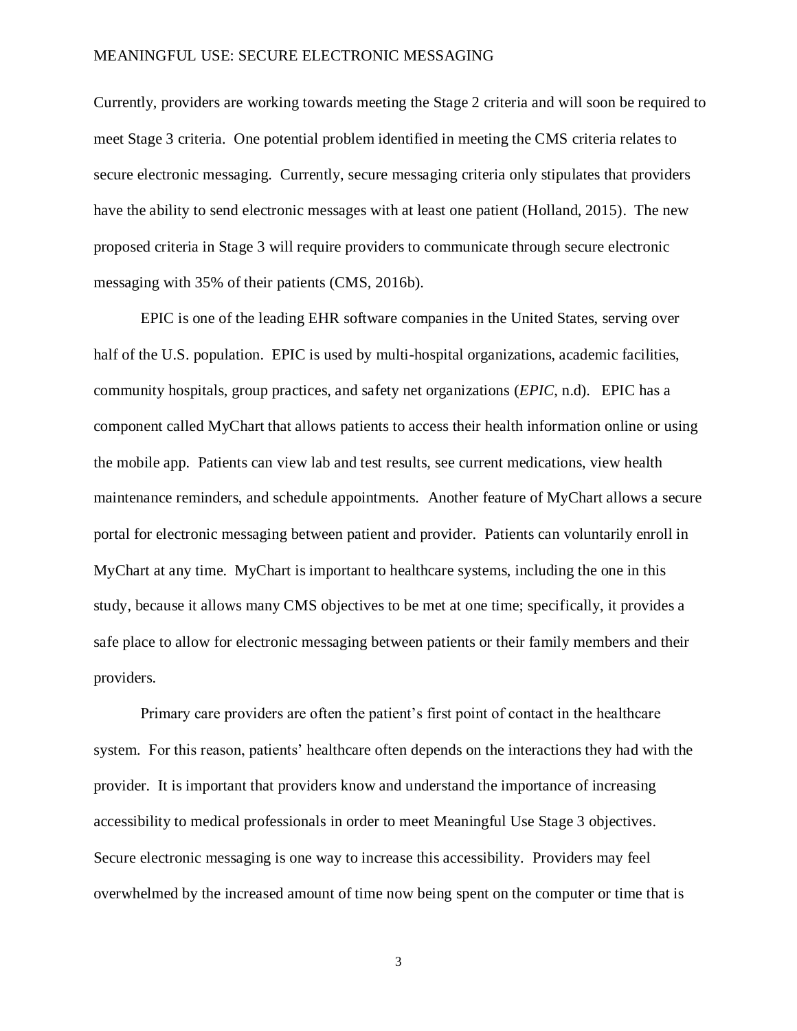Currently, providers are working towards meeting the Stage 2 criteria and will soon be required to meet Stage 3 criteria. One potential problem identified in meeting the CMS criteria relates to secure electronic messaging. Currently, secure messaging criteria only stipulates that providers have the ability to send electronic messages with at least one patient (Holland, 2015). The new proposed criteria in Stage 3 will require providers to communicate through secure electronic messaging with 35% of their patients (CMS, 2016b).

EPIC is one of the leading EHR software companies in the United States, serving over half of the U.S. population. EPIC is used by multi-hospital organizations, academic facilities, community hospitals, group practices, and safety net organizations (*EPIC*, n.d). EPIC has a component called MyChart that allows patients to access their health information online or using the mobile app. Patients can view lab and test results, see current medications, view health maintenance reminders, and schedule appointments. Another feature of MyChart allows a secure portal for electronic messaging between patient and provider. Patients can voluntarily enroll in MyChart at any time. MyChart is important to healthcare systems, including the one in this study, because it allows many CMS objectives to be met at one time; specifically, it provides a safe place to allow for electronic messaging between patients or their family members and their providers.

Primary care providers are often the patient's first point of contact in the healthcare system. For this reason, patients' healthcare often depends on the interactions they had with the provider. It is important that providers know and understand the importance of increasing accessibility to medical professionals in order to meet Meaningful Use Stage 3 objectives. Secure electronic messaging is one way to increase this accessibility. Providers may feel overwhelmed by the increased amount of time now being spent on the computer or time that is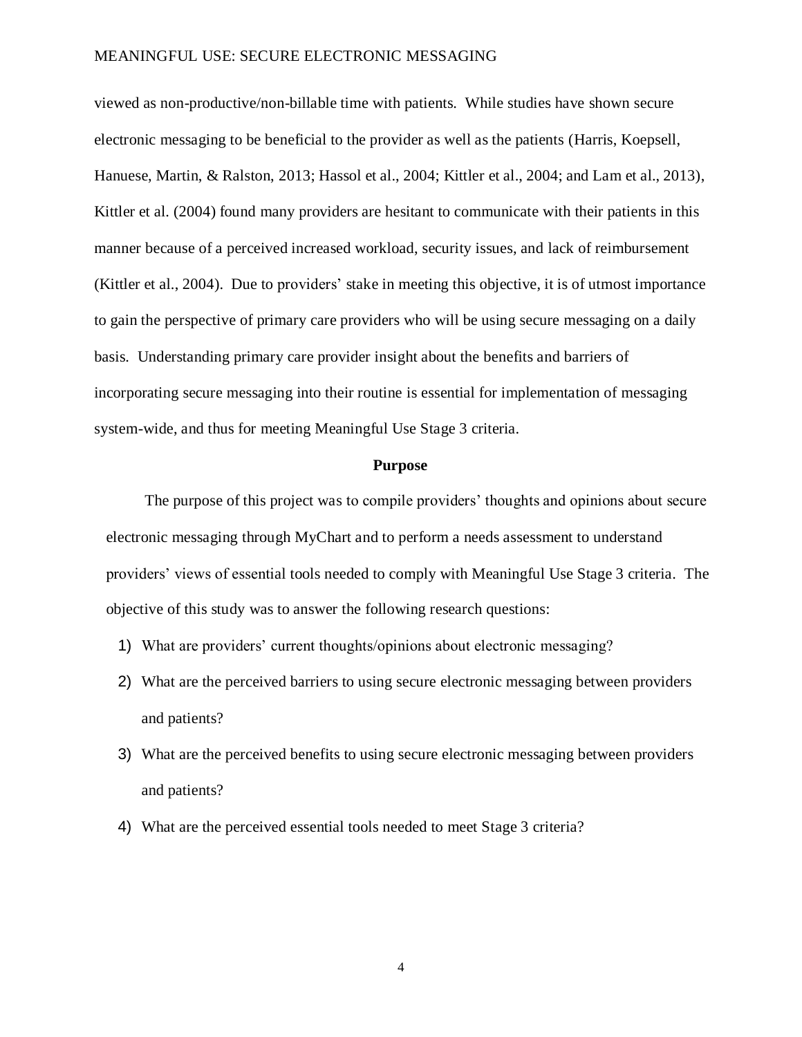viewed as non-productive/non-billable time with patients. While studies have shown secure electronic messaging to be beneficial to the provider as well as the patients (Harris, Koepsell, Hanuese, Martin, & Ralston, 2013; Hassol et al., 2004; Kittler et al., 2004; and Lam et al., 2013), Kittler et al. (2004) found many providers are hesitant to communicate with their patients in this manner because of a perceived increased workload, security issues, and lack of reimbursement (Kittler et al., 2004). Due to providers' stake in meeting this objective, it is of utmost importance to gain the perspective of primary care providers who will be using secure messaging on a daily basis. Understanding primary care provider insight about the benefits and barriers of incorporating secure messaging into their routine is essential for implementation of messaging system-wide, and thus for meeting Meaningful Use Stage 3 criteria.

## Purpose

The purpose of this project was to compile providers' thoughts and opinions about secure electronic messaging through MyChart and to perform a needs assessment to understand providers' views of essential tools needed to comply with Meaningful Use Stage 3 criteria. The objective of this study was to answer the following research questions:

1) What are providers' current thoughts/opinions about electronic messaging?
2) What are the perceived barriers to using secure electronic messaging between providers and patients?
3) What are the perceived benefits to using secure electronic messaging between providers and patients?
4) What are the perceived essential tools needed to meet Stage 3 criteria?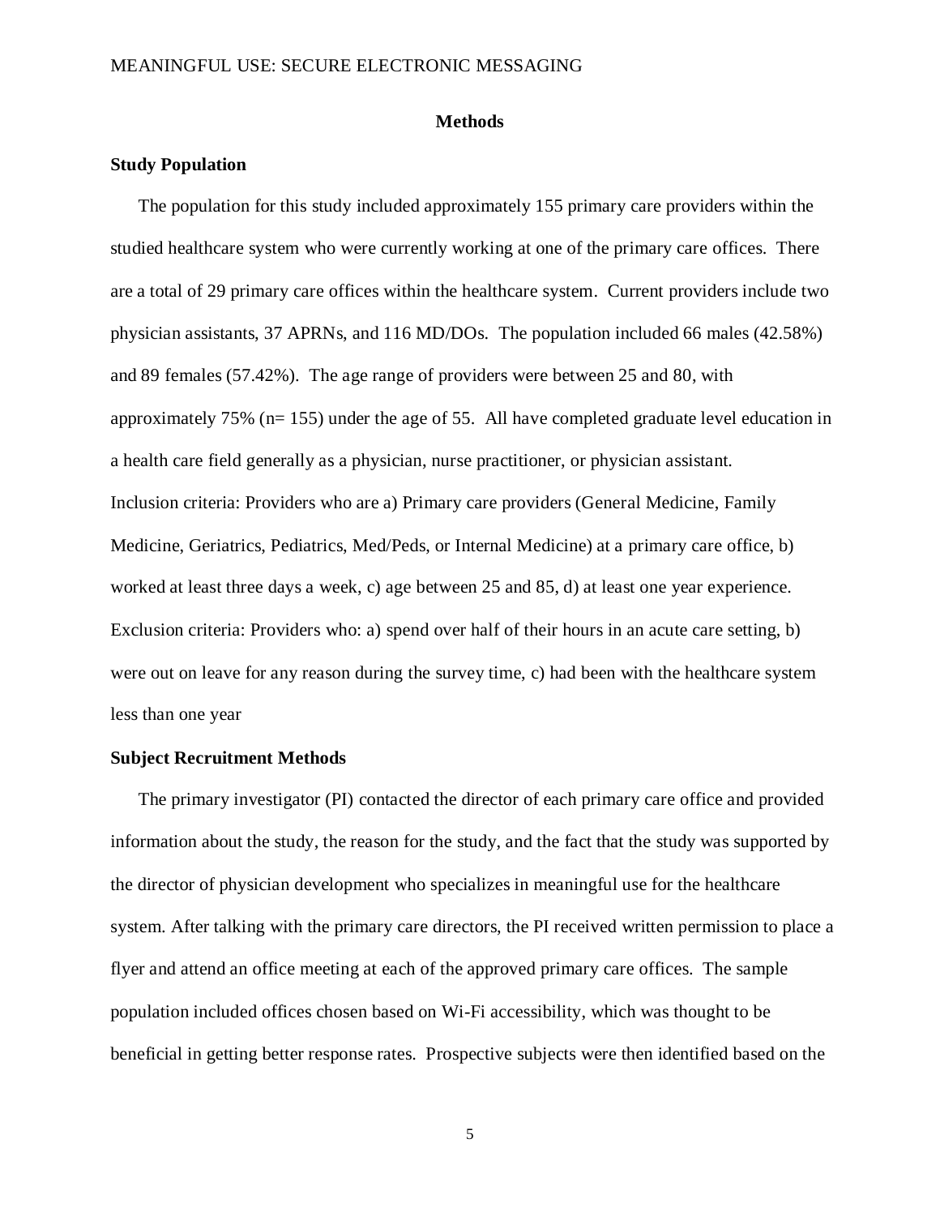## Methods

### Study Population

The population for this study included approximately 155 primary care providers within the studied healthcare system who were currently working at one of the primary care offices. There are a total of 29 primary care offices within the healthcare system. Current providers include two physician assistants, 37 APRNs, and 116 MD/DOs. The population included 66 males (42.58%) and 89 females (57.42%). The age range of providers were between 25 and 80, with approximately 75% (n= 155) under the age of 55. All have completed graduate level education in a health care field generally as a physician, nurse practitioner, or physician assistant.

Inclusion criteria: Providers who are a) Primary care providers (General Medicine, Family Medicine, Geriatrics, Pediatrics, Med/Peds, or Internal Medicine) at a primary care office, b) worked at least three days a week, c) age between 25 and 85, d) at least one year experience.

Exclusion criteria: Providers who: a) spend over half of their hours in an acute care setting, b) were out on leave for any reason during the survey time, c) had been with the healthcare system less than one year

### Subject Recruitment Methods

The primary investigator (PI) contacted the director of each primary care office and provided information about the study, the reason for the study, and the fact that the study was supported by the director of physician development who specializes in meaningful use for the healthcare system. After talking with the primary care directors, the PI received written permission to place a flyer and attend an office meeting at each of the approved primary care offices. The sample population included offices chosen based on Wi-Fi accessibility, which was thought to be beneficial in getting better response rates. Prospective subjects were then identified based on the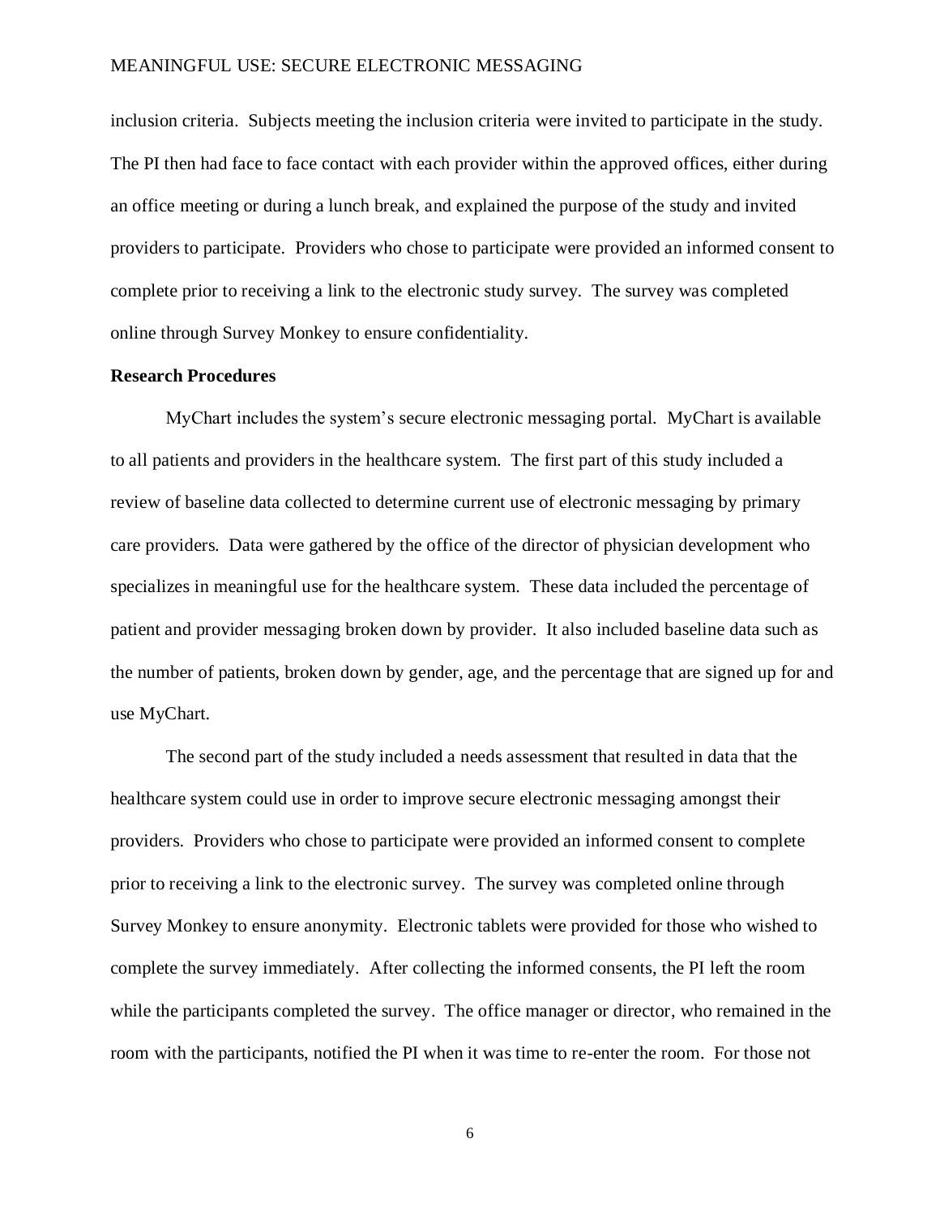inclusion criteria. Subjects meeting the inclusion criteria were invited to participate in the study. The PI then had face to face contact with each provider within the approved offices, either during an office meeting or during a lunch break, and explained the purpose of the study and invited providers to participate. Providers who chose to participate were provided an informed consent to complete prior to receiving a link to the electronic study survey. The survey was completed online through Survey Monkey to ensure confidentiality.

**Research Procedures**

MyChart includes the system's secure electronic messaging portal. MyChart is available to all patients and providers in the healthcare system. The first part of this study included a review of baseline data collected to determine current use of electronic messaging by primary care providers. Data were gathered by the office of the director of physician development who specializes in meaningful use for the healthcare system. These data included the percentage of patient and provider messaging broken down by provider. It also included baseline data such as the number of patients, broken down by gender, age, and the percentage that are signed up for and use MyChart.

The second part of the study included a needs assessment that resulted in data that the healthcare system could use in order to improve secure electronic messaging amongst their providers. Providers who chose to participate were provided an informed consent to complete prior to receiving a link to the electronic survey. The survey was completed online through Survey Monkey to ensure anonymity. Electronic tablets were provided for those who wished to complete the survey immediately. After collecting the informed consents, the PI left the room while the participants completed the survey. The office manager or director, who remained in the room with the participants, notified the PI when it was time to re-enter the room. For those not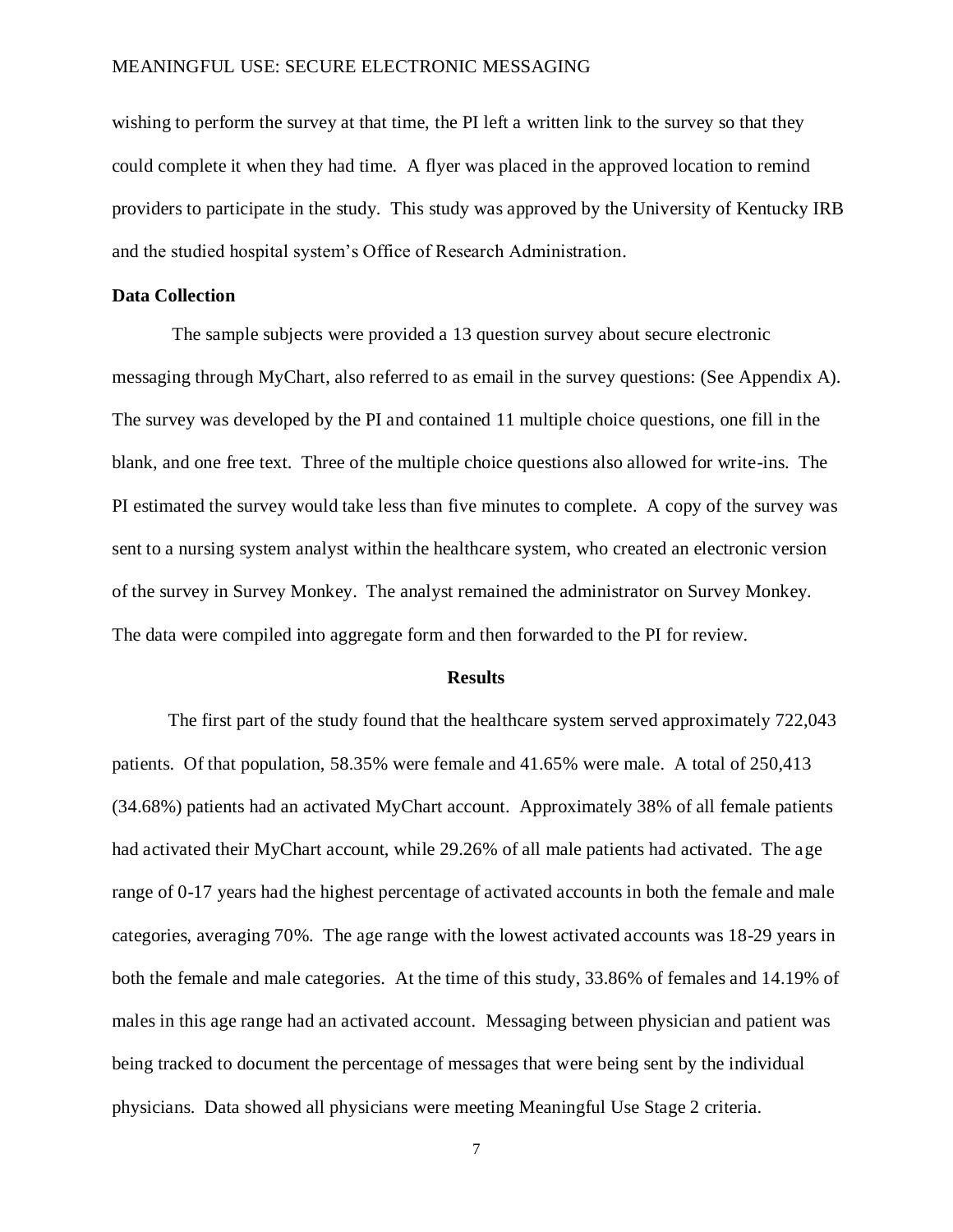wishing to perform the survey at that time, the PI left a written link to the survey so that they could complete it when they had time. A flyer was placed in the approved location to remind providers to participate in the study. This study was approved by the University of Kentucky IRB and the studied hospital system's Office of Research Administration.

**Data Collection**

The sample subjects were provided a 13 question survey about secure electronic messaging through MyChart, also referred to as email in the survey questions: (See Appendix A). The survey was developed by the PI and contained 11 multiple choice questions, one fill in the blank, and one free text. Three of the multiple choice questions also allowed for write-ins. The PI estimated the survey would take less than five minutes to complete. A copy of the survey was sent to a nursing system analyst within the healthcare system, who created an electronic version of the survey in Survey Monkey. The analyst remained the administrator on Survey Monkey. The data were compiled into aggregate form and then forwarded to the PI for review.

## Results

The first part of the study found that the healthcare system served approximately 722,043 patients. Of that population, 58.35% were female and 41.65% were male. A total of 250,413 (34.68%) patients had an activated MyChart account. Approximately 38% of all female patients had activated their MyChart account, while 29.26% of all male patients had activated. The age range of 0-17 years had the highest percentage of activated accounts in both the female and male categories, averaging 70%. The age range with the lowest activated accounts was 18-29 years in both the female and male categories. At the time of this study, 33.86% of females and 14.19% of males in this age range had an activated account. Messaging between physician and patient was being tracked to document the percentage of messages that were being sent by the individual physicians. Data showed all physicians were meeting Meaningful Use Stage 2 criteria.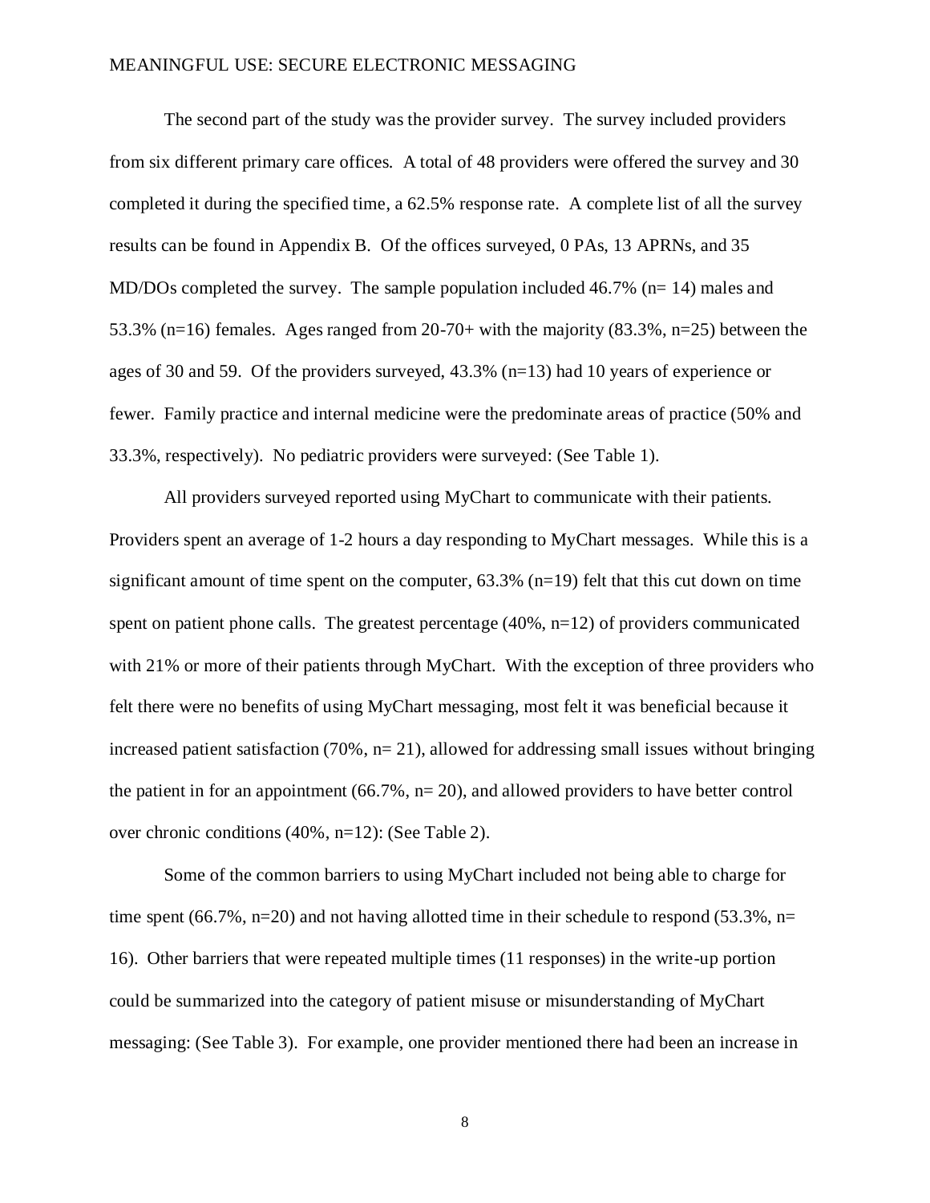The second part of the study was the provider survey. The survey included providers from six different primary care offices. A total of 48 providers were offered the survey and 30 completed it during the specified time, a 62.5% response rate. A complete list of all the survey results can be found in Appendix B. Of the offices surveyed, 0 PAs, 13 APRNs, and 35 MD/DOs completed the survey. The sample population included 46.7% (n= 14) males and 53.3% (n=16) females. Ages ranged from 20-70+ with the majority (83.3%, n=25) between the ages of 30 and 59. Of the providers surveyed, 43.3% (n=13) had 10 years of experience or fewer. Family practice and internal medicine were the predominate areas of practice (50% and 33.3%, respectively). No pediatric providers were surveyed: (See Table 1).

All providers surveyed reported using MyChart to communicate with their patients. Providers spent an average of 1-2 hours a day responding to MyChart messages. While this is a significant amount of time spent on the computer, 63.3% (n=19) felt that this cut down on time spent on patient phone calls. The greatest percentage (40%, n=12) of providers communicated with 21% or more of their patients through MyChart. With the exception of three providers who felt there were no benefits of using MyChart messaging, most felt it was beneficial because it increased patient satisfaction (70%, n= 21), allowed for addressing small issues without bringing the patient in for an appointment (66.7%, n= 20), and allowed providers to have better control over chronic conditions (40%, n=12): (See Table 2).

Some of the common barriers to using MyChart included not being able to charge for time spent (66.7%, n=20) and not having allotted time in their schedule to respond (53.3%, n= 16). Other barriers that were repeated multiple times (11 responses) in the write-up portion could be summarized into the category of patient misuse or misunderstanding of MyChart messaging: (See Table 3). For example, one provider mentioned there had been an increase in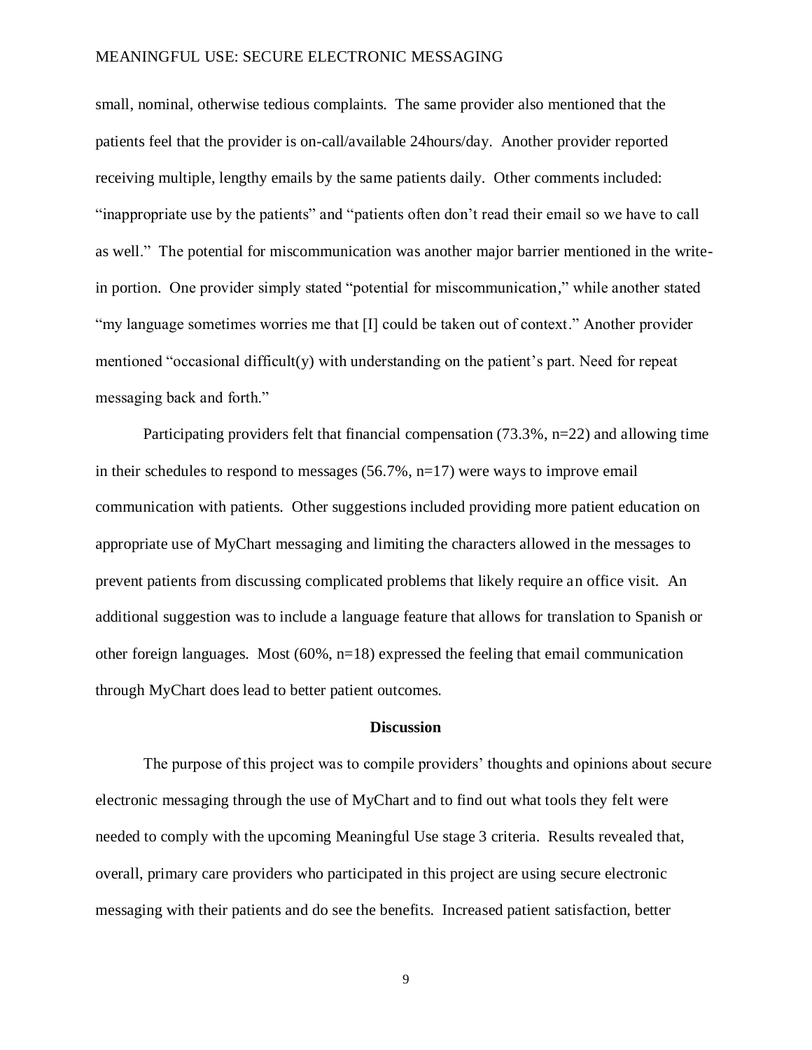small, nominal, otherwise tedious complaints. The same provider also mentioned that the patients feel that the provider is on-call/available 24hours/day. Another provider reported receiving multiple, lengthy emails by the same patients daily. Other comments included: "inappropriate use by the patients" and "patients often don't read their email so we have to call as well." The potential for miscommunication was another major barrier mentioned in the write-in portion. One provider simply stated "potential for miscommunication," while another stated "my language sometimes worries me that [I] could be taken out of context." Another provider mentioned "occasional difficult(y) with understanding on the patient's part. Need for repeat messaging back and forth."

Participating providers felt that financial compensation (73.3%, n=22) and allowing time in their schedules to respond to messages (56.7%, n=17) were ways to improve email communication with patients. Other suggestions included providing more patient education on appropriate use of MyChart messaging and limiting the characters allowed in the messages to prevent patients from discussing complicated problems that likely require an office visit. An additional suggestion was to include a language feature that allows for translation to Spanish or other foreign languages. Most (60%, n=18) expressed the feeling that email communication through MyChart does lead to better patient outcomes.

## Discussion

The purpose of this project was to compile providers' thoughts and opinions about secure electronic messaging through the use of MyChart and to find out what tools they felt were needed to comply with the upcoming Meaningful Use stage 3 criteria. Results revealed that, overall, primary care providers who participated in this project are using secure electronic messaging with their patients and do see the benefits. Increased patient satisfaction, better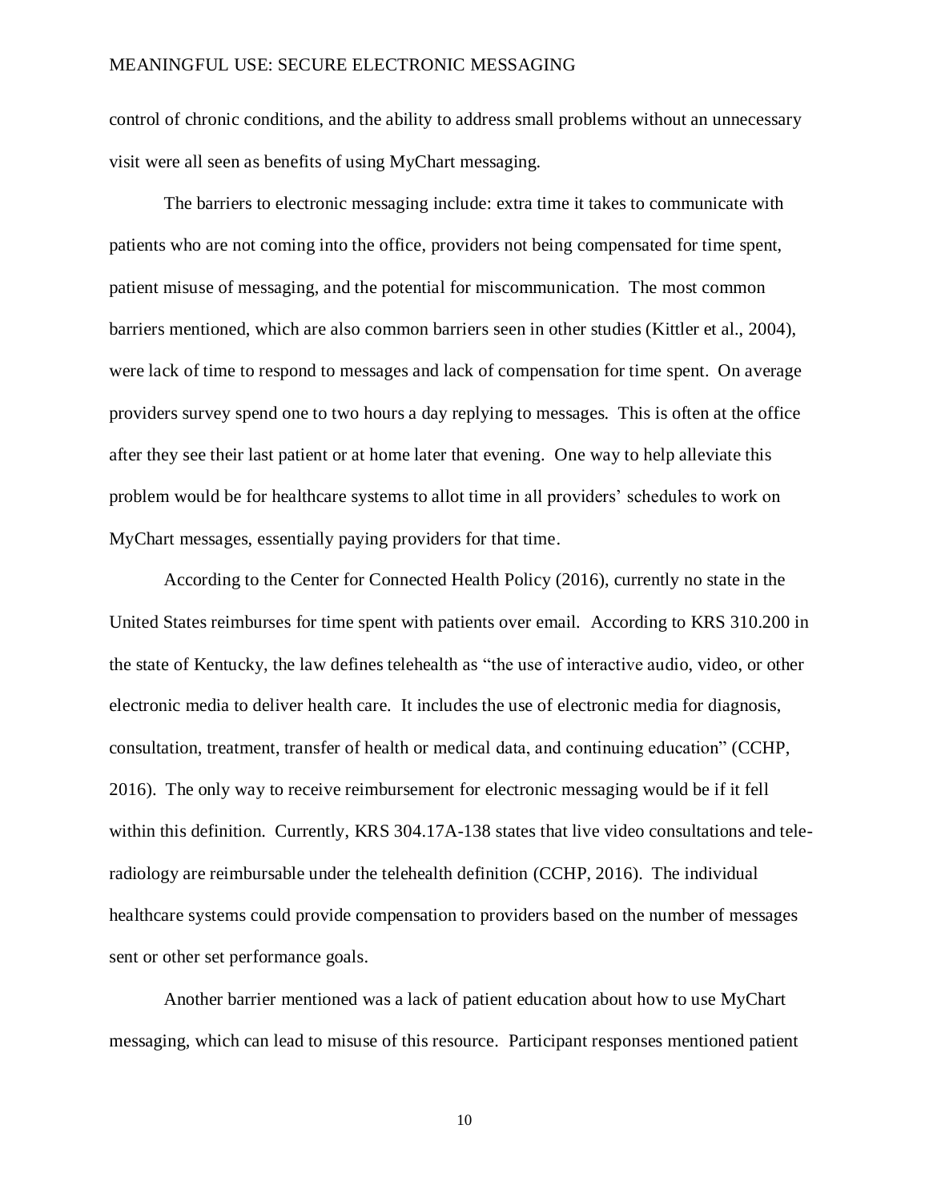control of chronic conditions, and the ability to address small problems without an unnecessary visit were all seen as benefits of using MyChart messaging.

The barriers to electronic messaging include: extra time it takes to communicate with patients who are not coming into the office, providers not being compensated for time spent, patient misuse of messaging, and the potential for miscommunication. The most common barriers mentioned, which are also common barriers seen in other studies (Kittler et al., 2004), were lack of time to respond to messages and lack of compensation for time spent. On average providers survey spend one to two hours a day replying to messages. This is often at the office after they see their last patient or at home later that evening. One way to help alleviate this problem would be for healthcare systems to allot time in all providers' schedules to work on MyChart messages, essentially paying providers for that time.

According to the Center for Connected Health Policy (2016), currently no state in the United States reimburses for time spent with patients over email. According to KRS 310.200 in the state of Kentucky, the law defines telehealth as "the use of interactive audio, video, or other electronic media to deliver health care. It includes the use of electronic media for diagnosis, consultation, treatment, transfer of health or medical data, and continuing education" (CCHP, 2016). The only way to receive reimbursement for electronic messaging would be if it fell within this definition. Currently, KRS 304.17A-138 states that live video consultations and tele-radiology are reimbursable under the telehealth definition (CCHP, 2016). The individual healthcare systems could provide compensation to providers based on the number of messages sent or other set performance goals.

Another barrier mentioned was a lack of patient education about how to use MyChart messaging, which can lead to misuse of this resource. Participant responses mentioned patient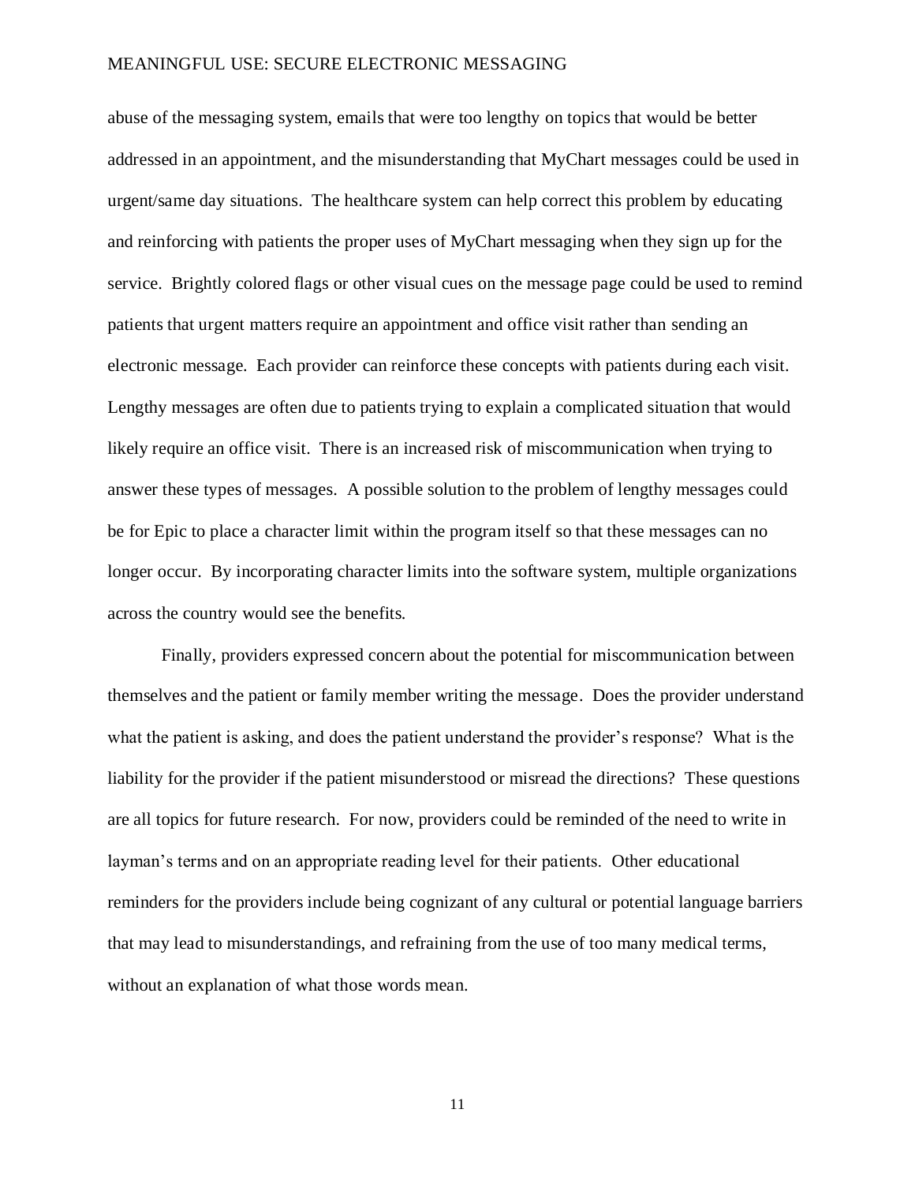abuse of the messaging system, emails that were too lengthy on topics that would be better addressed in an appointment, and the misunderstanding that MyChart messages could be used in urgent/same day situations. The healthcare system can help correct this problem by educating and reinforcing with patients the proper uses of MyChart messaging when they sign up for the service. Brightly colored flags or other visual cues on the message page could be used to remind patients that urgent matters require an appointment and office visit rather than sending an electronic message. Each provider can reinforce these concepts with patients during each visit. Lengthy messages are often due to patients trying to explain a complicated situation that would likely require an office visit. There is an increased risk of miscommunication when trying to answer these types of messages. A possible solution to the problem of lengthy messages could be for Epic to place a character limit within the program itself so that these messages can no longer occur. By incorporating character limits into the software system, multiple organizations across the country would see the benefits.

Finally, providers expressed concern about the potential for miscommunication between themselves and the patient or family member writing the message. Does the provider understand what the patient is asking, and does the patient understand the provider's response? What is the liability for the provider if the patient misunderstood or misread the directions? These questions are all topics for future research. For now, providers could be reminded of the need to write in layman's terms and on an appropriate reading level for their patients. Other educational reminders for the providers include being cognizant of any cultural or potential language barriers that may lead to misunderstandings, and refraining from the use of too many medical terms, without an explanation of what those words mean.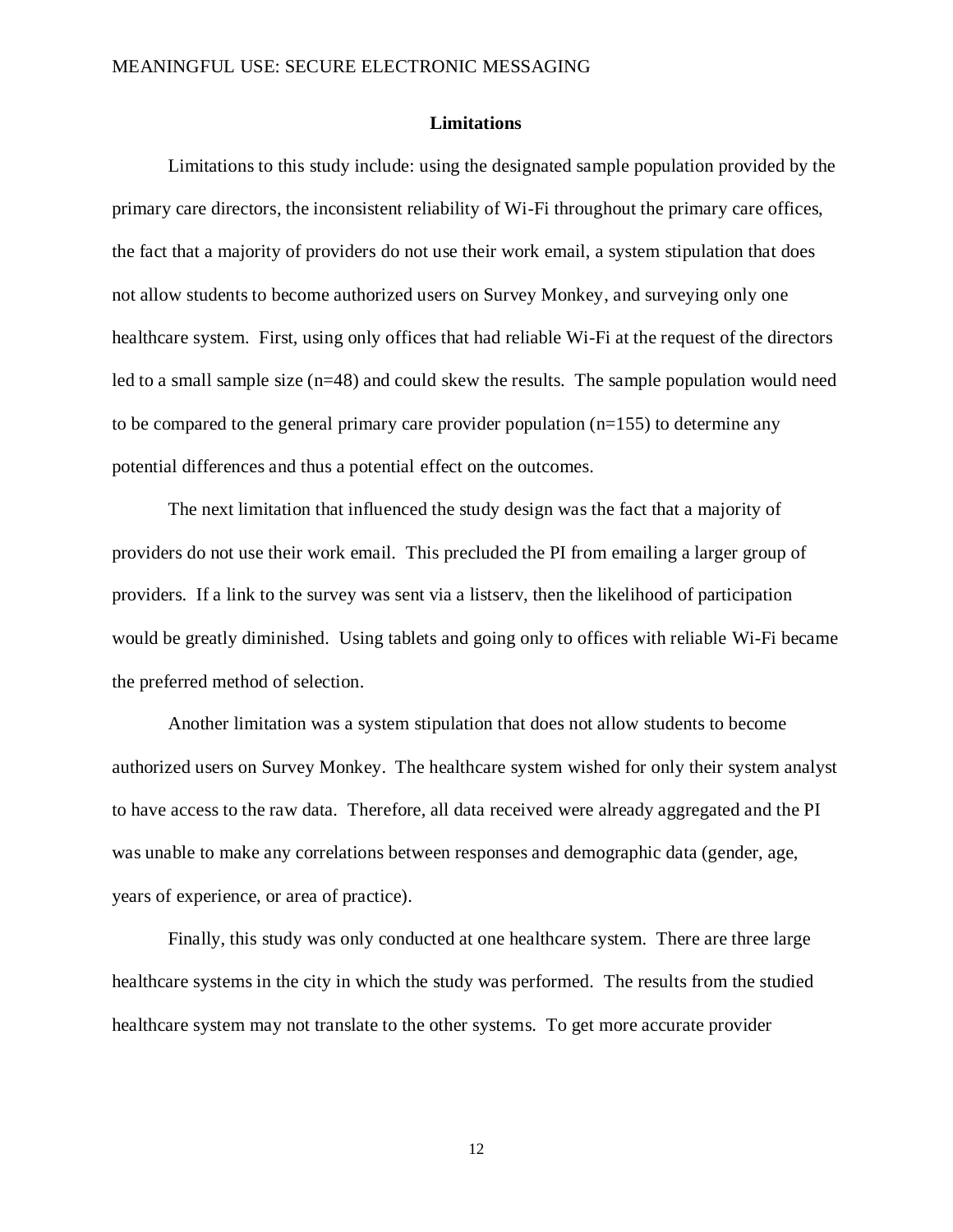## Limitations

Limitations to this study include: using the designated sample population provided by the primary care directors, the inconsistent reliability of Wi-Fi throughout the primary care offices, the fact that a majority of providers do not use their work email, a system stipulation that does not allow students to become authorized users on Survey Monkey, and surveying only one healthcare system. First, using only offices that had reliable Wi-Fi at the request of the directors led to a small sample size (n=48) and could skew the results. The sample population would need to be compared to the general primary care provider population (n=155) to determine any potential differences and thus a potential effect on the outcomes.

The next limitation that influenced the study design was the fact that a majority of providers do not use their work email. This precluded the PI from emailing a larger group of providers. If a link to the survey was sent via a listserv, then the likelihood of participation would be greatly diminished. Using tablets and going only to offices with reliable Wi-Fi became the preferred method of selection.

Another limitation was a system stipulation that does not allow students to become authorized users on Survey Monkey. The healthcare system wished for only their system analyst to have access to the raw data. Therefore, all data received were already aggregated and the PI was unable to make any correlations between responses and demographic data (gender, age, years of experience, or area of practice).

Finally, this study was only conducted at one healthcare system. There are three large healthcare systems in the city in which the study was performed. The results from the studied healthcare system may not translate to the other systems. To get more accurate provider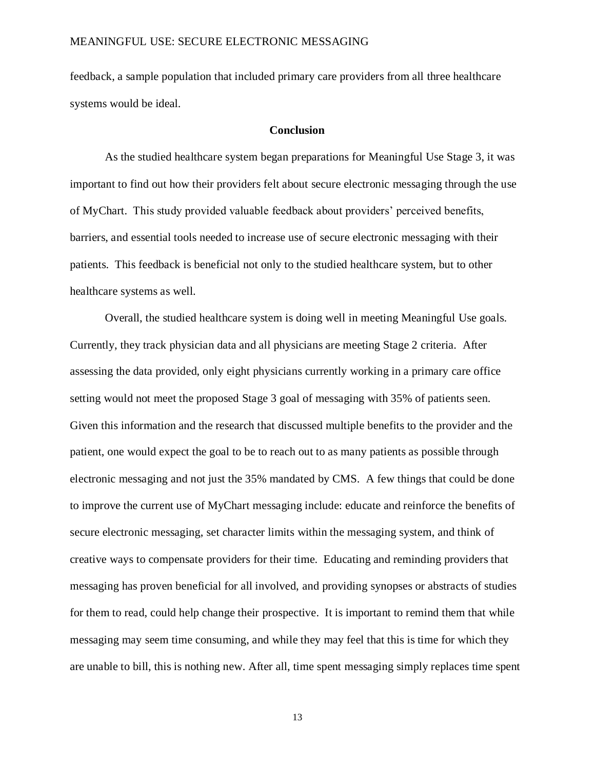feedback, a sample population that included primary care providers from all three healthcare systems would be ideal.

## Conclusion

As the studied healthcare system began preparations for Meaningful Use Stage 3, it was important to find out how their providers felt about secure electronic messaging through the use of MyChart. This study provided valuable feedback about providers' perceived benefits, barriers, and essential tools needed to increase use of secure electronic messaging with their patients. This feedback is beneficial not only to the studied healthcare system, but to other healthcare systems as well.

Overall, the studied healthcare system is doing well in meeting Meaningful Use goals. Currently, they track physician data and all physicians are meeting Stage 2 criteria. After assessing the data provided, only eight physicians currently working in a primary care office setting would not meet the proposed Stage 3 goal of messaging with 35% of patients seen. Given this information and the research that discussed multiple benefits to the provider and the patient, one would expect the goal to be to reach out to as many patients as possible through electronic messaging and not just the 35% mandated by CMS. A few things that could be done to improve the current use of MyChart messaging include: educate and reinforce the benefits of secure electronic messaging, set character limits within the messaging system, and think of creative ways to compensate providers for their time. Educating and reminding providers that messaging has proven beneficial for all involved, and providing synopses or abstracts of studies for them to read, could help change their prospective. It is important to remind them that while messaging may seem time consuming, and while they may feel that this is time for which they are unable to bill, this is nothing new. After all, time spent messaging simply replaces time spent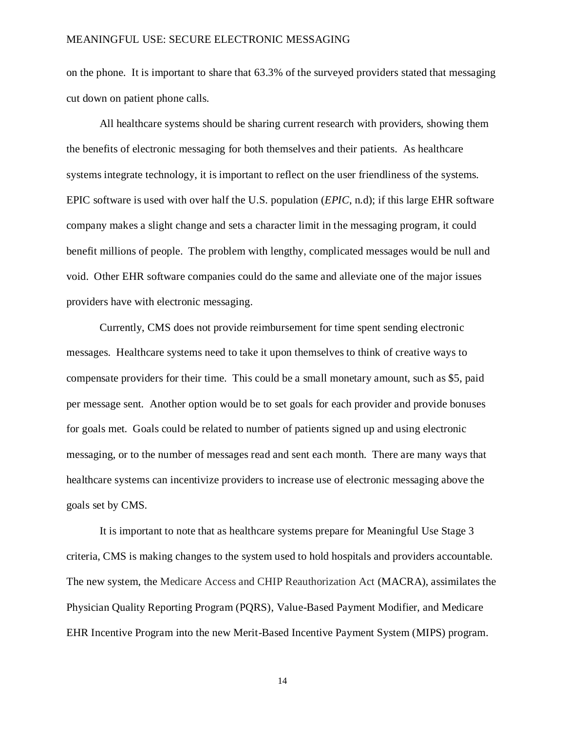on the phone. It is important to share that 63.3% of the surveyed providers stated that messaging cut down on patient phone calls.

All healthcare systems should be sharing current research with providers, showing them the benefits of electronic messaging for both themselves and their patients. As healthcare systems integrate technology, it is important to reflect on the user friendliness of the systems. EPIC software is used with over half the U.S. population (*EPIC*, n.d); if this large EHR software company makes a slight change and sets a character limit in the messaging program, it could benefit millions of people. The problem with lengthy, complicated messages would be null and void. Other EHR software companies could do the same and alleviate one of the major issues providers have with electronic messaging.

Currently, CMS does not provide reimbursement for time spent sending electronic messages. Healthcare systems need to take it upon themselves to think of creative ways to compensate providers for their time. This could be a small monetary amount, such as $5, paid per message sent. Another option would be to set goals for each provider and provide bonuses for goals met. Goals could be related to number of patients signed up and using electronic messaging, or to the number of messages read and sent each month. There are many ways that healthcare systems can incentivize providers to increase use of electronic messaging above the goals set by CMS.

It is important to note that as healthcare systems prepare for Meaningful Use Stage 3 criteria, CMS is making changes to the system used to hold hospitals and providers accountable. The new system, the Medicare Access and CHIP Reauthorization Act (MACRA), assimilates the Physician Quality Reporting Program (PQRS), Value-Based Payment Modifier, and Medicare EHR Incentive Program into the new Merit-Based Incentive Payment System (MIPS) program.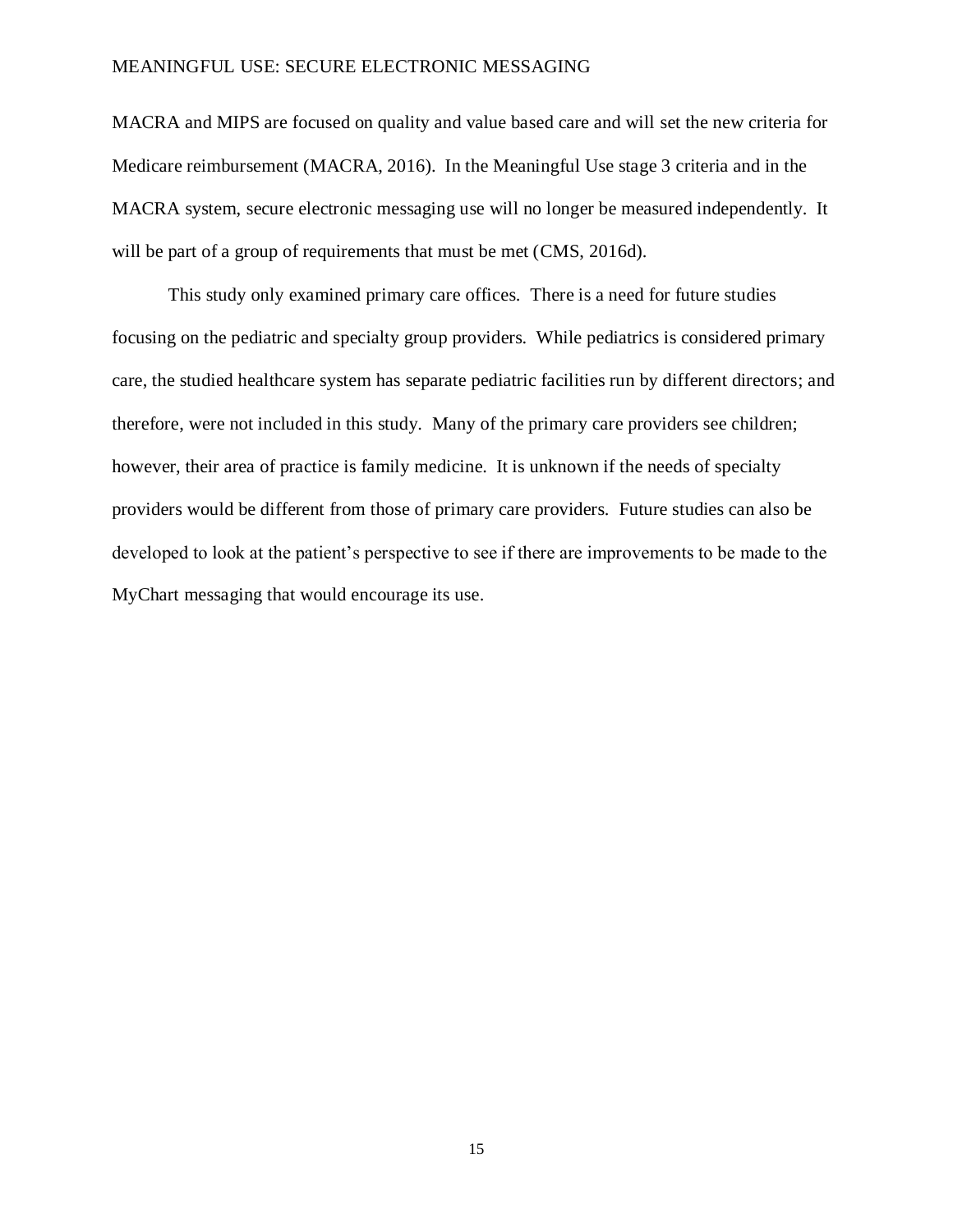MACRA and MIPS are focused on quality and value based care and will set the new criteria for Medicare reimbursement (MACRA, 2016). In the Meaningful Use stage 3 criteria and in the MACRA system, secure electronic messaging use will no longer be measured independently. It will be part of a group of requirements that must be met (CMS, 2016d).

This study only examined primary care offices. There is a need for future studies focusing on the pediatric and specialty group providers. While pediatrics is considered primary care, the studied healthcare system has separate pediatric facilities run by different directors; and therefore, were not included in this study. Many of the primary care providers see children; however, their area of practice is family medicine. It is unknown if the needs of specialty providers would be different from those of primary care providers. Future studies can also be developed to look at the patient's perspective to see if there are improvements to be made to the MyChart messaging that would encourage its use.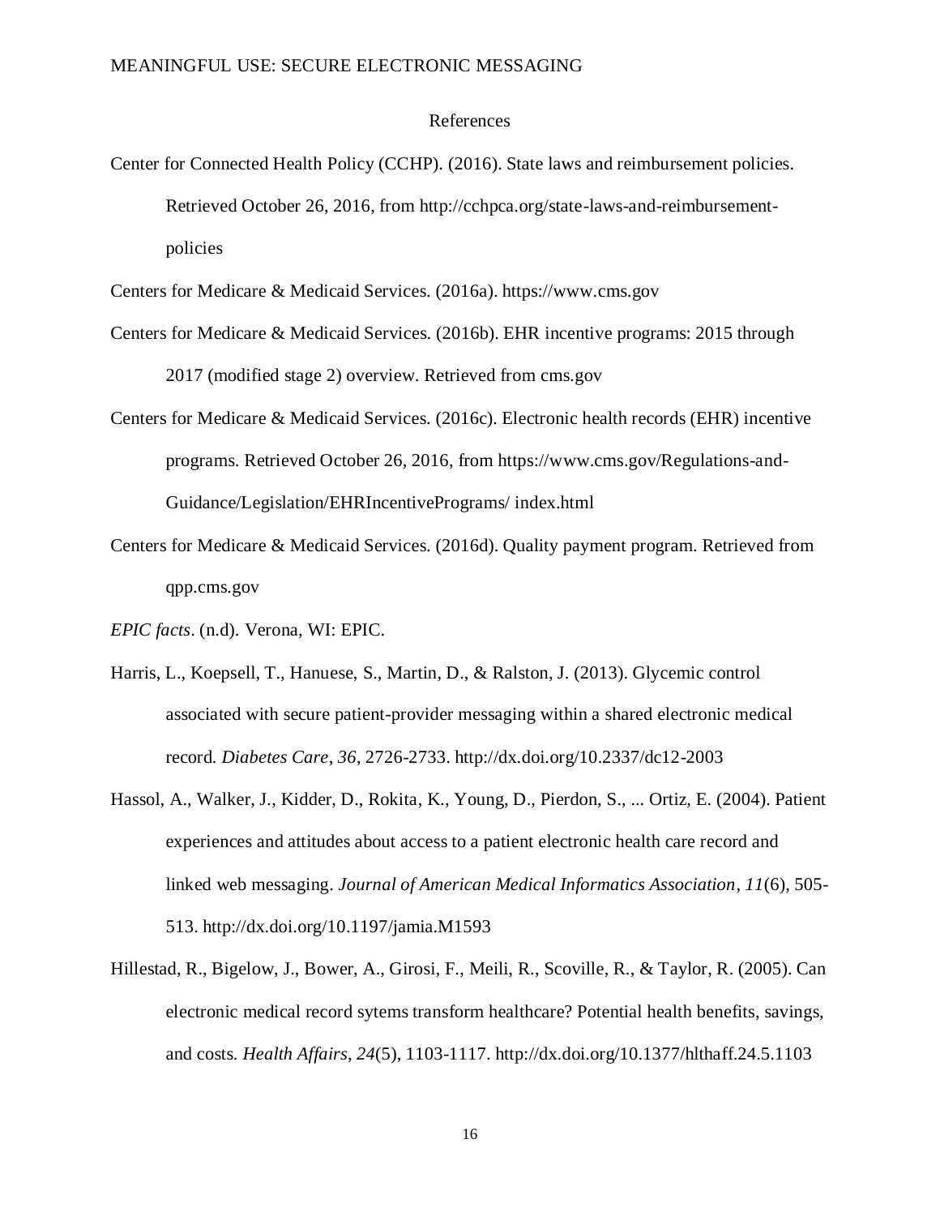# References

Center for Connected Health Policy (CCHP). (2016). State laws and reimbursement policies. Retrieved October 26, 2016, from http://cchpca.org/state-laws-and-reimbursement-policies

Centers for Medicare & Medicaid Services. (2016a). https://www.cms.gov

Centers for Medicare & Medicaid Services. (2016b). EHR incentive programs: 2015 through 2017 (modified stage 2) overview. Retrieved from cms.gov

Centers for Medicare & Medicaid Services. (2016c). Electronic health records (EHR) incentive programs. Retrieved October 26, 2016, from https://www.cms.gov/Regulations-and-Guidance/Legislation/EHRIncentivePrograms/ index.html

Centers for Medicare & Medicaid Services. (2016d). Quality payment program. Retrieved from qpp.cms.gov

*EPIC facts*. (n.d). Verona, WI: EPIC.

Harris, L., Koepsell, T., Hanuese, S., Martin, D., & Ralston, J. (2013). Glycemic control associated with secure patient-provider messaging within a shared electronic medical record. *Diabetes Care*, *36*, 2726-2733. http://dx.doi.org/10.2337/dc12-2003

Hassol, A., Walker, J., Kidder, D., Rokita, K., Young, D., Pierdon, S., ... Ortiz, E. (2004). Patient experiences and attitudes about access to a patient electronic health care record and linked web messaging. *Journal of American Medical Informatics Association*, *11*(6), 505-513. http://dx.doi.org/10.1197/jamia.M1593

Hillestad, R., Bigelow, J., Bower, A., Girosi, F., Meili, R., Scoville, R., & Taylor, R. (2005). Can electronic medical record sytems transform healthcare? Potential health benefits, savings, and costs. *Health Affairs*, *24*(5), 1103-1117. http://dx.doi.org/10.1377/hlthaff.24.5.1103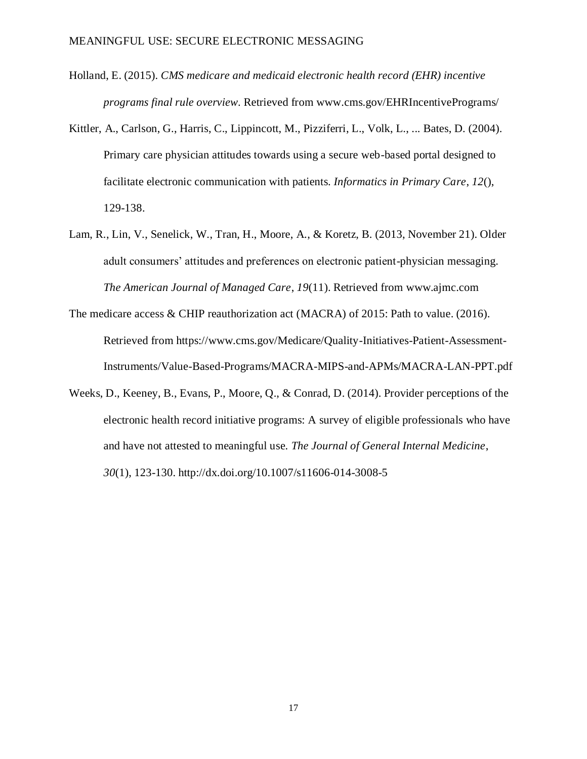Holland, E. (2015). *CMS medicare and medicaid electronic health record (EHR) incentive programs final rule overview*. Retrieved from www.cms.gov/EHRIncentivePrograms/

Kittler, A., Carlson, G., Harris, C., Lippincott, M., Pizziferri, L., Volk, L., ... Bates, D. (2004). Primary care physician attitudes towards using a secure web-based portal designed to facilitate electronic communication with patients. *Informatics in Primary Care*, *12*(), 129-138.

Lam, R., Lin, V., Senelick, W., Tran, H., Moore, A., & Koretz, B. (2013, November 21). Older adult consumers' attitudes and preferences on electronic patient-physician messaging. *The American Journal of Managed Care*, *19*(11). Retrieved from www.ajmc.com

The medicare access & CHIP reauthorization act (MACRA) of 2015: Path to value. (2016). Retrieved from https://www.cms.gov/Medicare/Quality-Initiatives-Patient-Assessment-Instruments/Value-Based-Programs/MACRA-MIPS-and-APMs/MACRA-LAN-PPT.pdf

Weeks, D., Keeney, B., Evans, P., Moore, Q., & Conrad, D. (2014). Provider perceptions of the electronic health record initiative programs: A survey of eligible professionals who have and have not attested to meaningful use. *The Journal of General Internal Medicine*, *30*(1), 123-130. http://dx.doi.org/10.1007/s11606-014-3008-5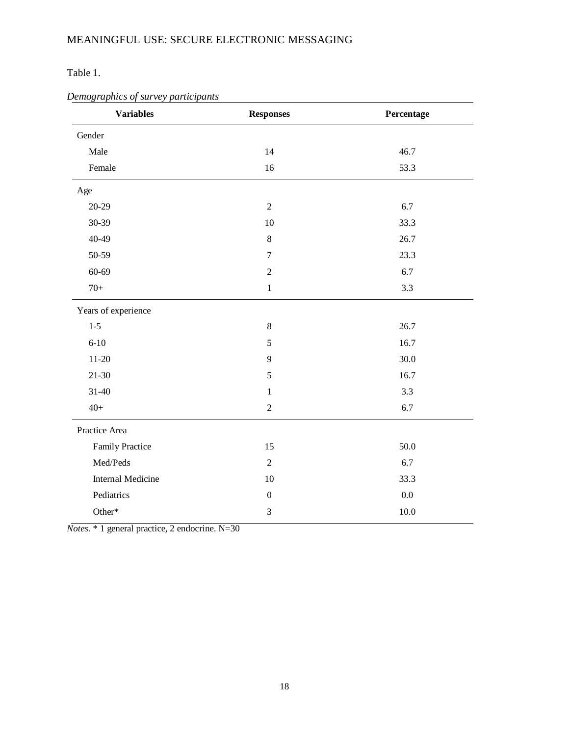Table 1.

*Demographics of survey participants*

| Variables | Responses | Percentage |
|---|---|---|
| Gender | | |
| Male | 14 | 46.7 |
| Female | 16 | 53.3 |
| Age | | |
| 20-29 | 2 | 6.7 |
| 30-39 | 10 | 33.3 |
| 40-49 | 8 | 26.7 |
| 50-59 | 7 | 23.3 |
| 60-69 | 2 | 6.7 |
| 70+ | 1 | 3.3 |
| Years of experience | | |
| 1-5 | 8 | 26.7 |
| 6-10 | 5 | 16.7 |
| 11-20 | 9 | 30.0 |
| 21-30 | 5 | 16.7 |
| 31-40 | 1 | 3.3 |
| 40+ | 2 | 6.7 |
| Practice Area | | |
| Family Practice | 15 | 50.0 |
| Med/Peds | 2 | 6.7 |
| Internal Medicine | 10 | 33.3 |
| Pediatrics | 0 | 0.0 |
| Other* | 3 | 10.0 |

*Notes.* * 1 general practice, 2 endocrine. N=30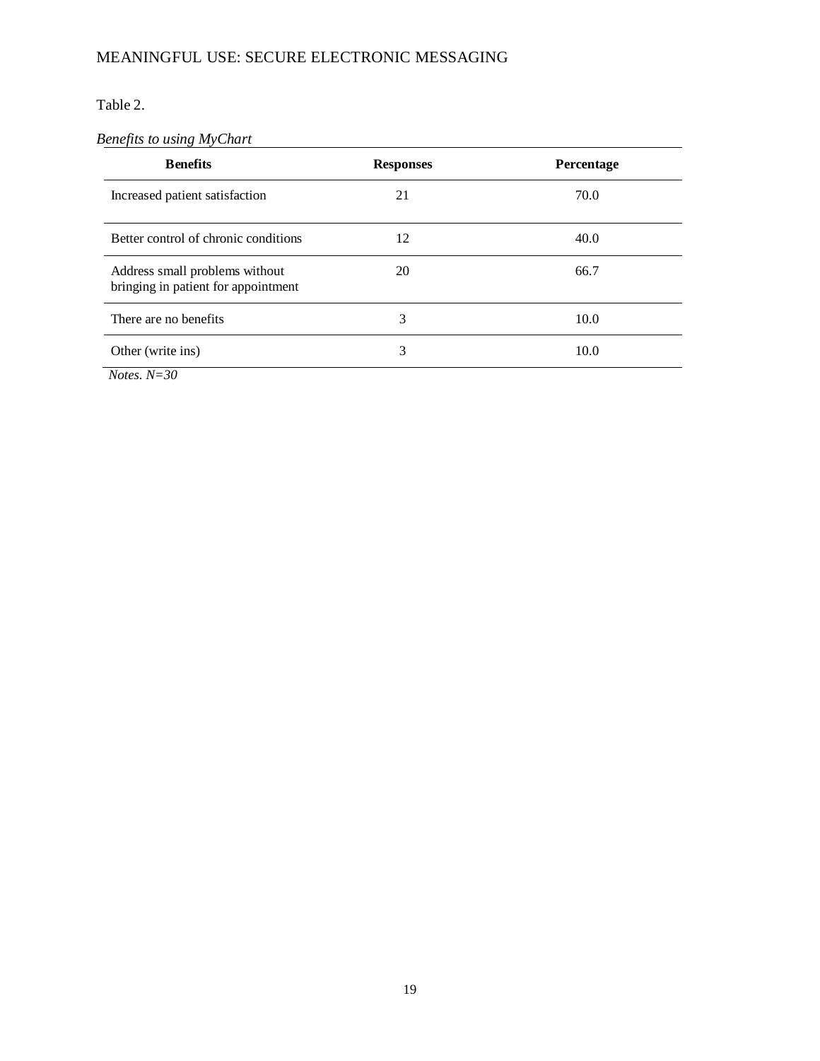Table 2.

*Benefits to using MyChart*

| Benefits | Responses | Percentage |
|---|---|---|
| Increased patient satisfaction | 21 | 70.0 |
| Better control of chronic conditions | 12 | 40.0 |
| Address small problems without bringing in patient for appointment | 20 | 66.7 |
| There are no benefits | 3 | 10.0 |
| Other (write ins) | 3 | 10.0 |

*Notes. N=30*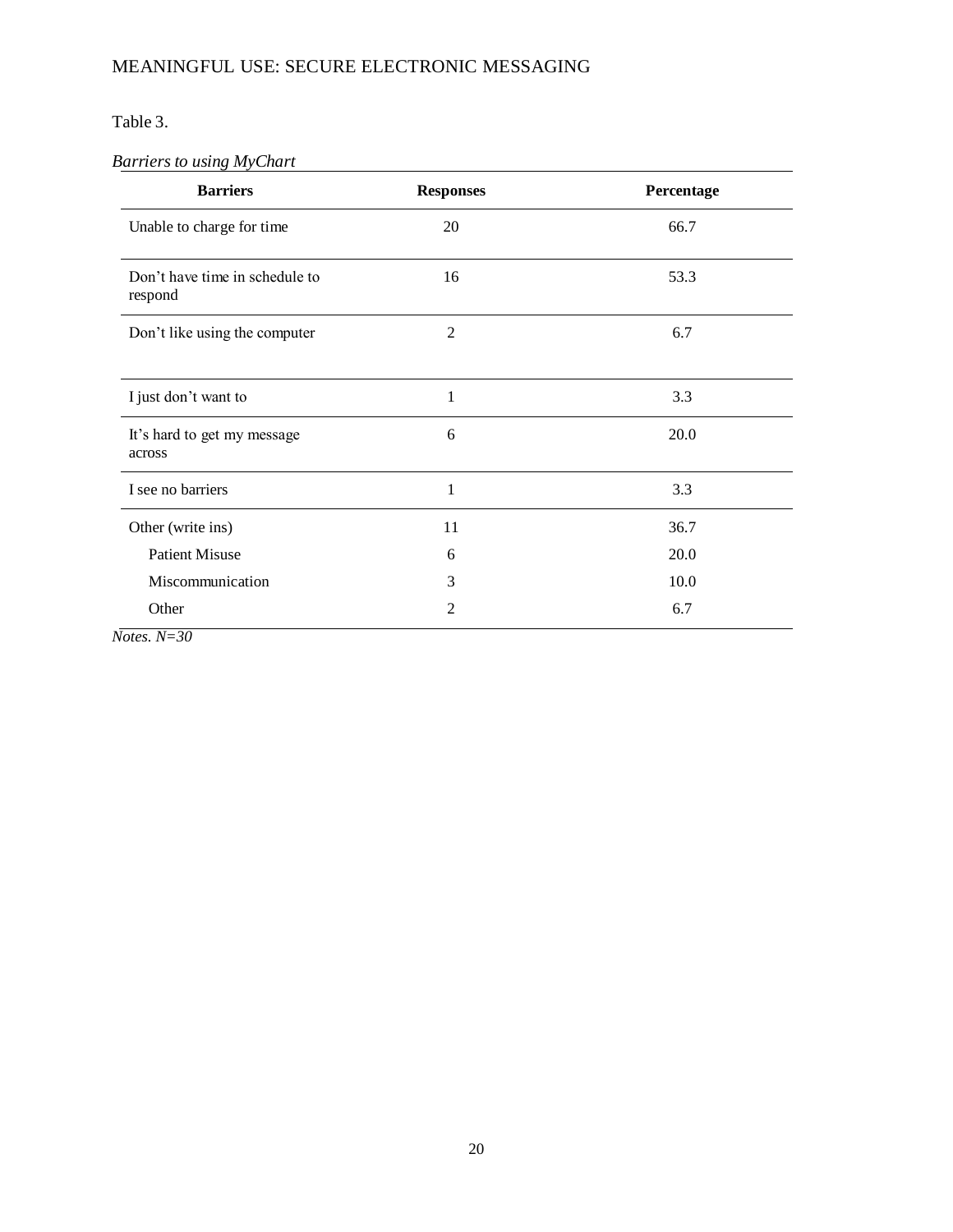Table 3.

*Barriers to using MyChart*

| Barriers | Responses | Percentage |
|---|---|---|
| Unable to charge for time | 20 | 66.7 |
| Don't have time in schedule to respond | 16 | 53.3 |
| Don't like using the computer | 2 | 6.7 |
| I just don't want to | 1 | 3.3 |
| It's hard to get my message across | 6 | 20.0 |
| I see no barriers | 1 | 3.3 |
| Other (write ins) | 11 | 36.7 |
| Patient Misuse | 6 | 20.0 |
| Miscommunication | 3 | 10.0 |
| Other | 2 | 6.7 |

*Notes. N=30*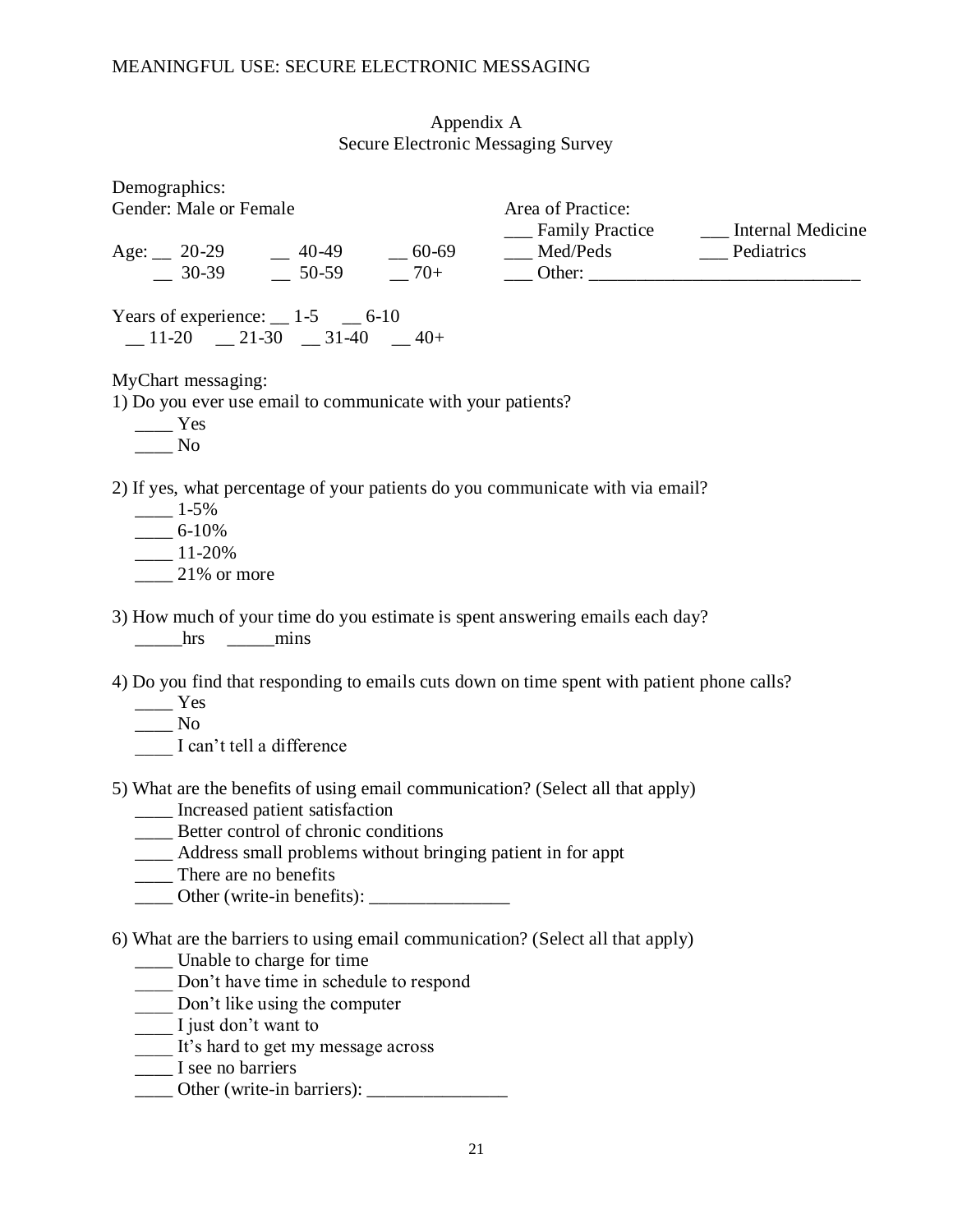## Appendix A
## Secure Electronic Messaging Survey

Demographics:

Gender: Male or Female

Age: __ 20-29 __ 30-39 __ 40-49 __ 50-59 __ 60-69 __ 70+

Area of Practice:
___ Family Practice ___ Internal Medicine
___ Med/Peds ___ Pediatrics
___ Other: _____________________________

Years of experience: __ 1-5 __ 6-10
__ 11-20 __ 21-30 __ 31-40 __ 40+

MyChart messaging:

1) Do you ever use email to communicate with your patients?
   ____ Yes
   ____ No

2) If yes, what percentage of your patients do you communicate with via email?
   ____ 1-5%
   ____ 6-10%
   ____ 11-20%
   ____ 21% or more

3) How much of your time do you estimate is spent answering emails each day?
   _____hrs _____mins

4) Do you find that responding to emails cuts down on time spent with patient phone calls?
   ____ Yes
   ____ No
   ____ I can't tell a difference

5) What are the benefits of using email communication? (Select all that apply)
   ____ Increased patient satisfaction
   ____ Better control of chronic conditions
   ____ Address small problems without bringing patient in for appt
   ____ There are no benefits
   ____ Other (write-in benefits): _______________

6) What are the barriers to using email communication? (Select all that apply)
   ____ Unable to charge for time
   ____ Don't have time in schedule to respond
   ____ Don't like using the computer
   ____ I just don't want to
   ____ It's hard to get my message across
   ____ I see no barriers
   ____ Other (write-in barriers): _______________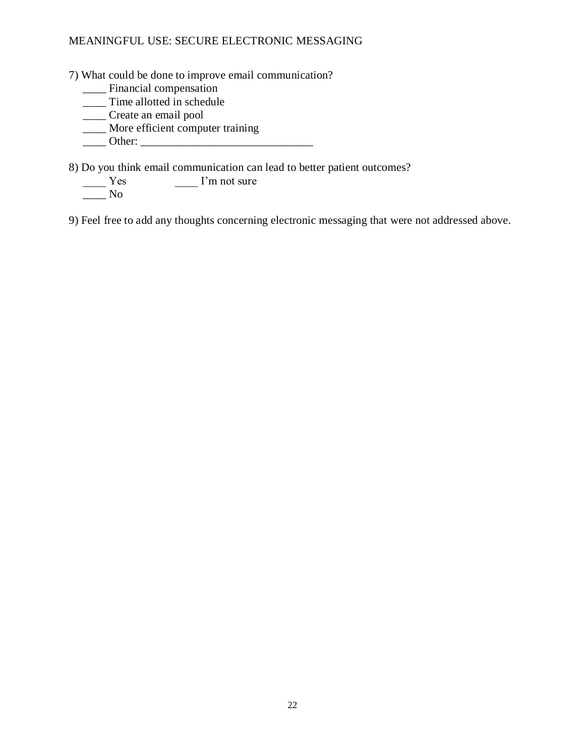7) What could be done to improve email communication?

____ Financial compensation
____ Time allotted in schedule
____ Create an email pool
____ More efficient computer training
____ Other: ______________________________

8) Do you think email communication can lead to better patient outcomes?

____ Yes ____ I'm not sure
____ No

9) Feel free to add any thoughts concerning electronic messaging that were not addressed above.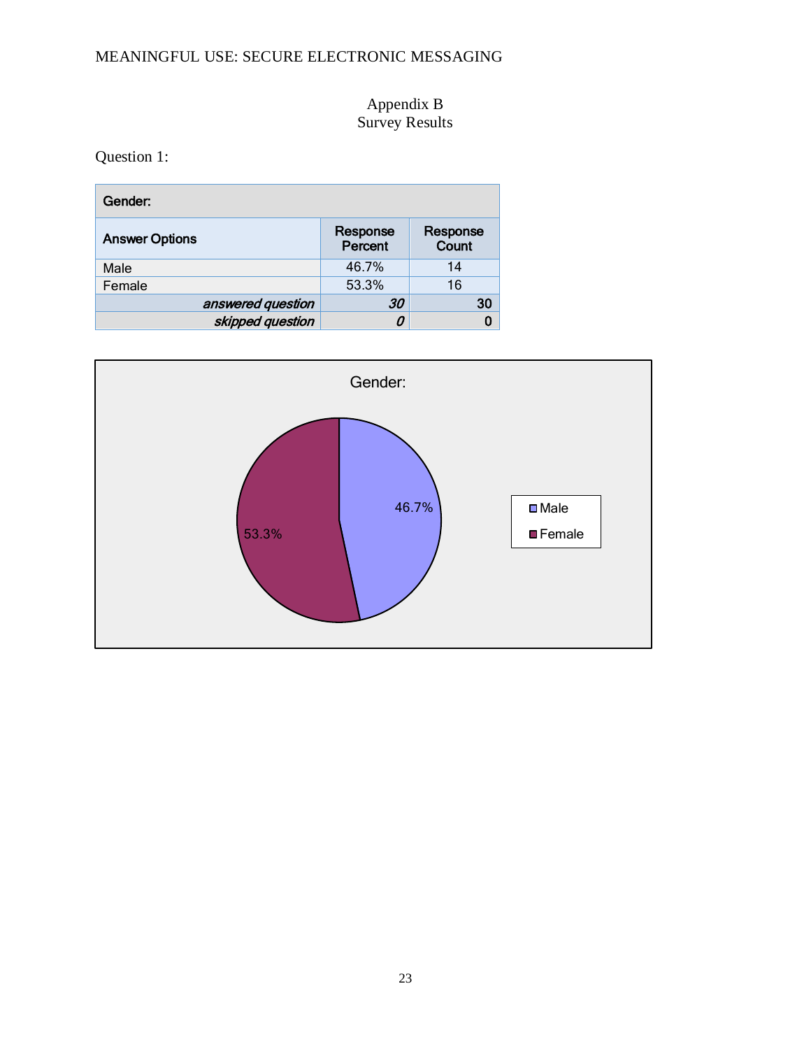# Appendix B
## Survey Results

Question 1:

| Gender: | | |
|---|---|---|
| **Answer Options** | **Response Percent** | **Response Count** |
| Male | 46.7% | 14 |
| Female | 53.3% | 16 |
| *answered question* | *30* | 30 |
| *skipped question* | *0* | 0 |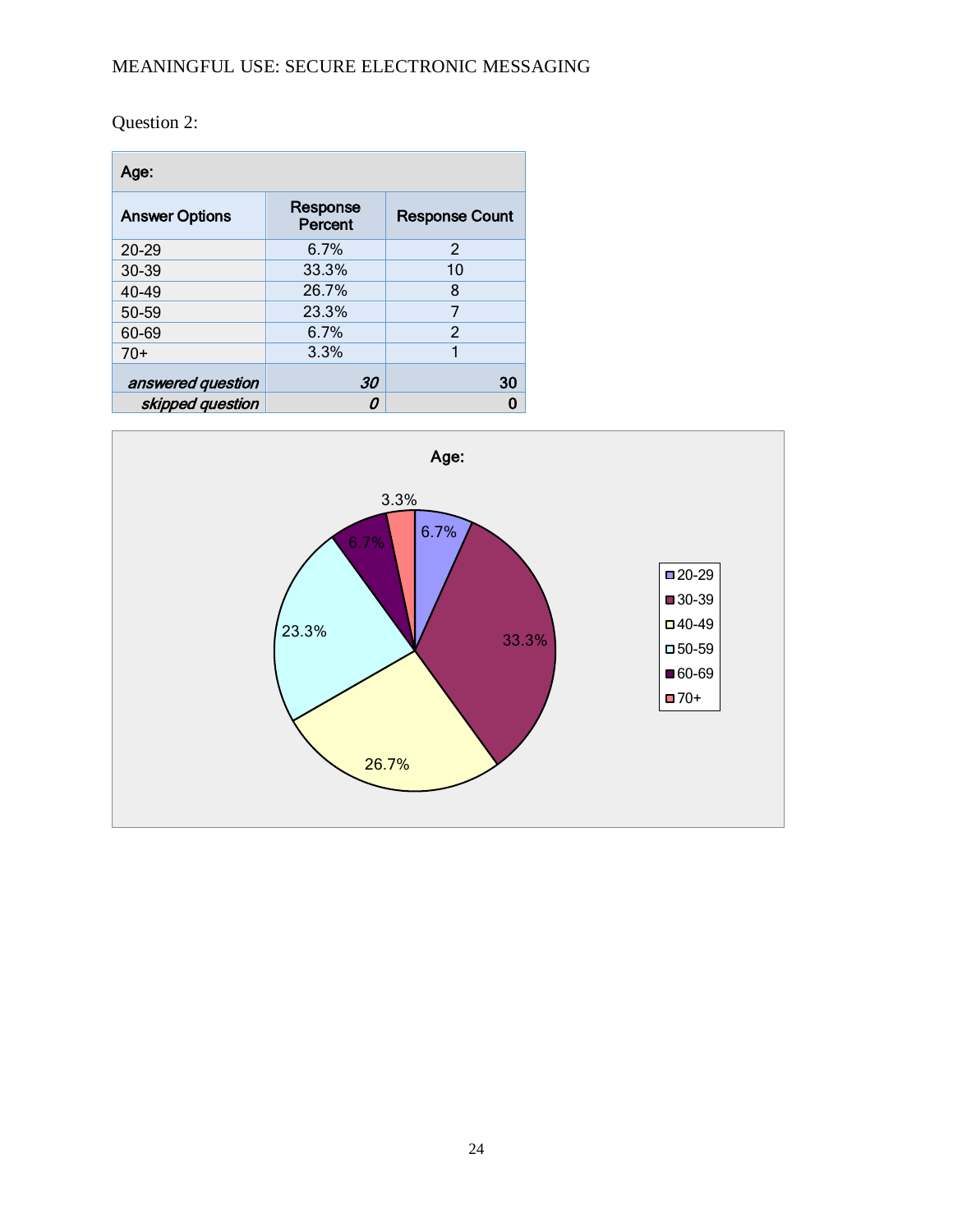Question 2:

| Age: | | |
|---|---|---|
| Answer Options | Response Percent | Response Count |
| 20-29 | 6.7% | 2 |
| 30-39 | 33.3% | 10 |
| 40-49 | 26.7% | 8 |
| 50-59 | 23.3% | 7 |
| 60-69 | 6.7% | 2 |
| 70+ | 3.3% | 1 |
| *answered question* | *30* | 30 |
| *skipped question* | *0* | 0 |

Age:

| Age group | Percent |
|---|---|
| 20-29 | 6.7% |
| 30-39 | 33.3% |
| 40-49 | 26.7% |
| 50-59 | 23.3% |
| 60-69 | 6.7% |
| 70+ | 3.3% |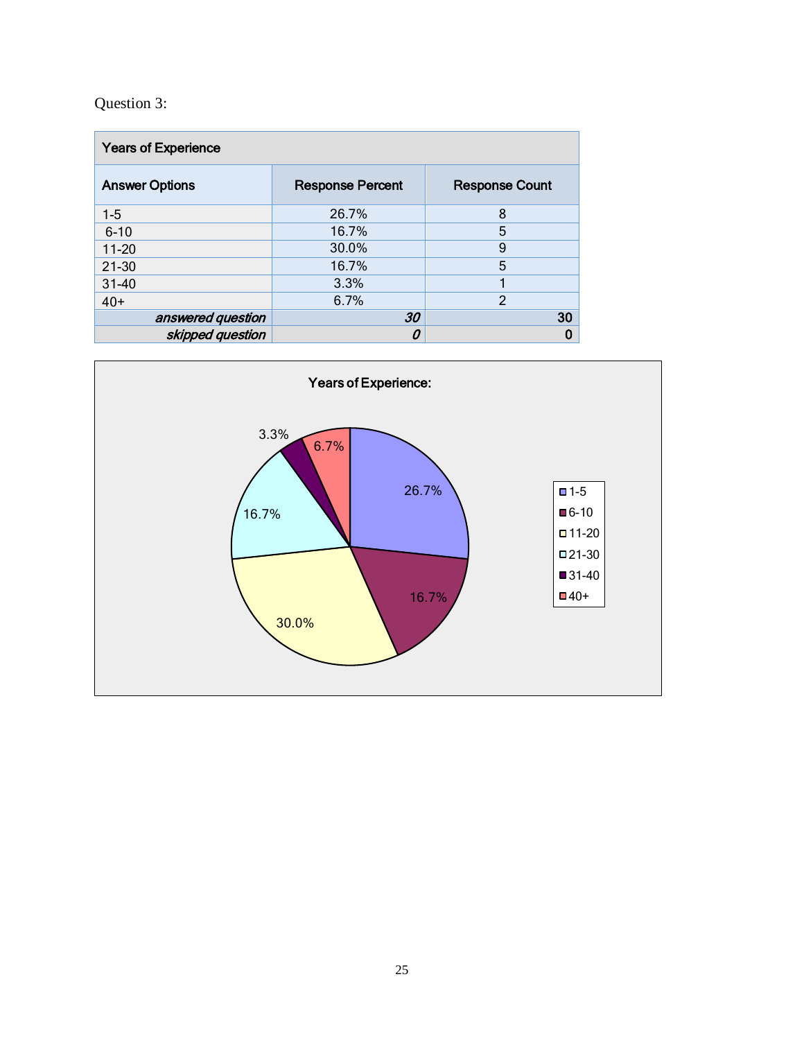Question 3:

| Years of Experience | | |
|---|---|---|
| Answer Options | Response Percent | Response Count |
| 1-5 | 26.7% | 8 |
| 6-10 | 16.7% | 5 |
| 11-20 | 30.0% | 9 |
| 21-30 | 16.7% | 5 |
| 31-40 | 3.3% | 1 |
| 40+ | 6.7% | 2 |
| *answered question* | *30* | 30 |
| *skipped question* | *0* | 0 |

Years of Experience:

| Years | Percent |
|---|---|
| 1-5 | 26.7% |
| 6-10 | 16.7% |
| 11-20 | 30.0% |
| 21-30 | 16.7% |
| 31-40 | 3.3% |
| 40+ | 6.7% |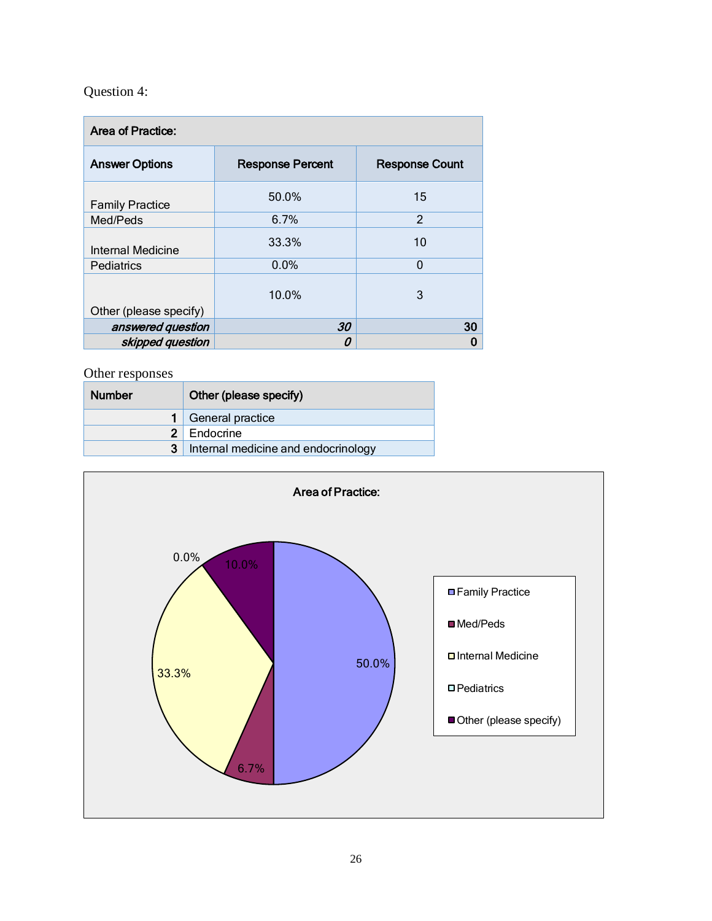Question 4:

| Area of Practice: | | |
|---|---|---|
| **Answer Options** | **Response Percent** | **Response Count** |
| Family Practice | 50.0% | 15 |
| Med/Peds | 6.7% | 2 |
| Internal Medicine | 33.3% | 10 |
| Pediatrics | 0.0% | 0 |
| Other (please specify) | 10.0% | 3 |
| ***answered question*** | ***30*** | **30** |
| ***skipped question*** | ***0*** | **0** |

Other responses

| Number | Other (please specify) |
|---|---|
| 1 | General practice |
| 2 | Endocrine |
| 3 | Internal medicine and endocrinology |

Area of Practice:

| Area of Practice | Percent |
|---|---|
| Family Practice | 50.0% |
| Med/Peds | 6.7% |
| Internal Medicine | 33.3% |
| Pediatrics | 0.0% |
| Other (please specify) | 10.0% |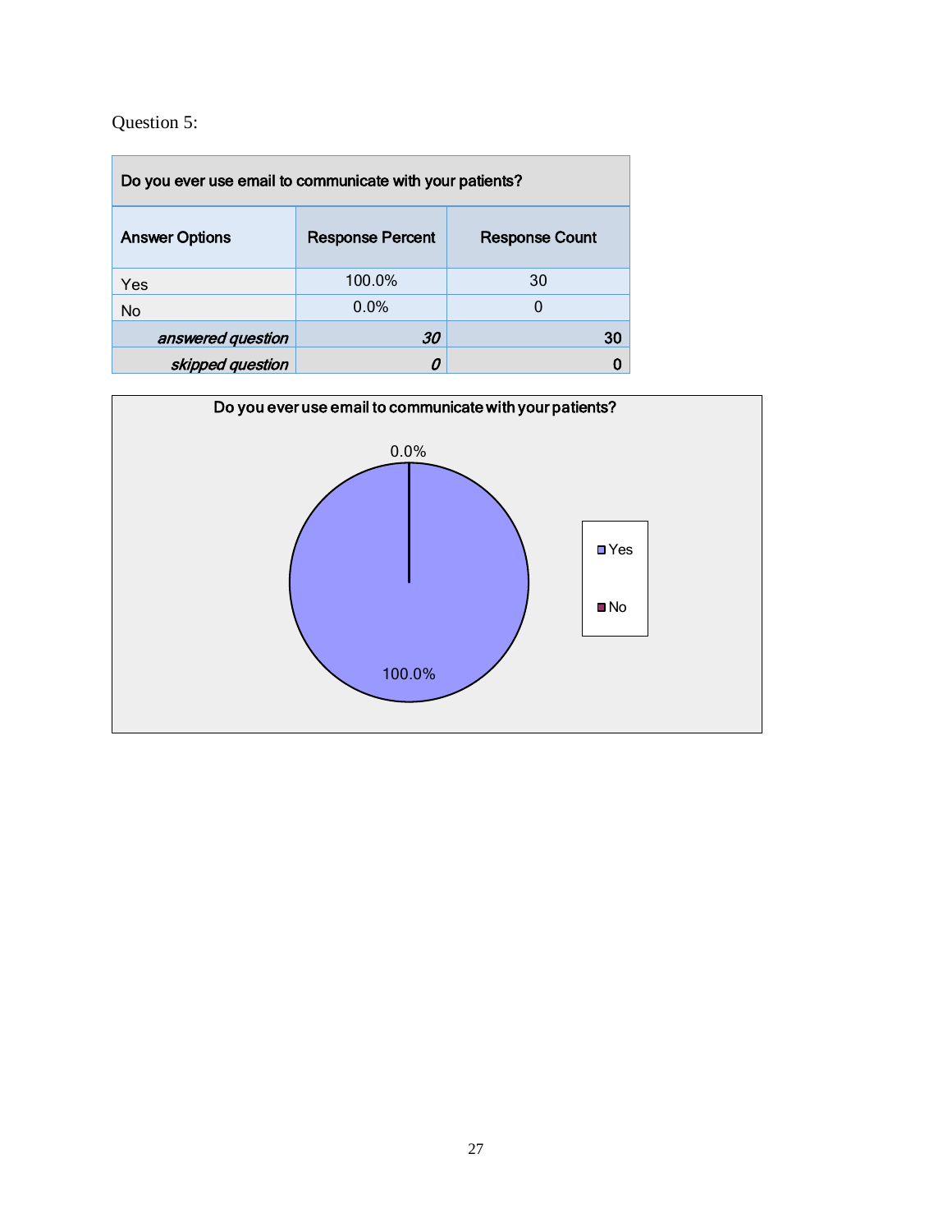Question 5:

| Do you ever use email to communicate with your patients? | | |
|---|---|---|
| **Answer Options** | **Response Percent** | **Response Count** |
| Yes | 100.0% | 30 |
| No | 0.0% | 0 |
| *answered question* | *30* | 30 |
| *skipped question* | *0* | 0 |

Do you ever use email to communicate with your patients?

0.0%

100.0%

Yes

No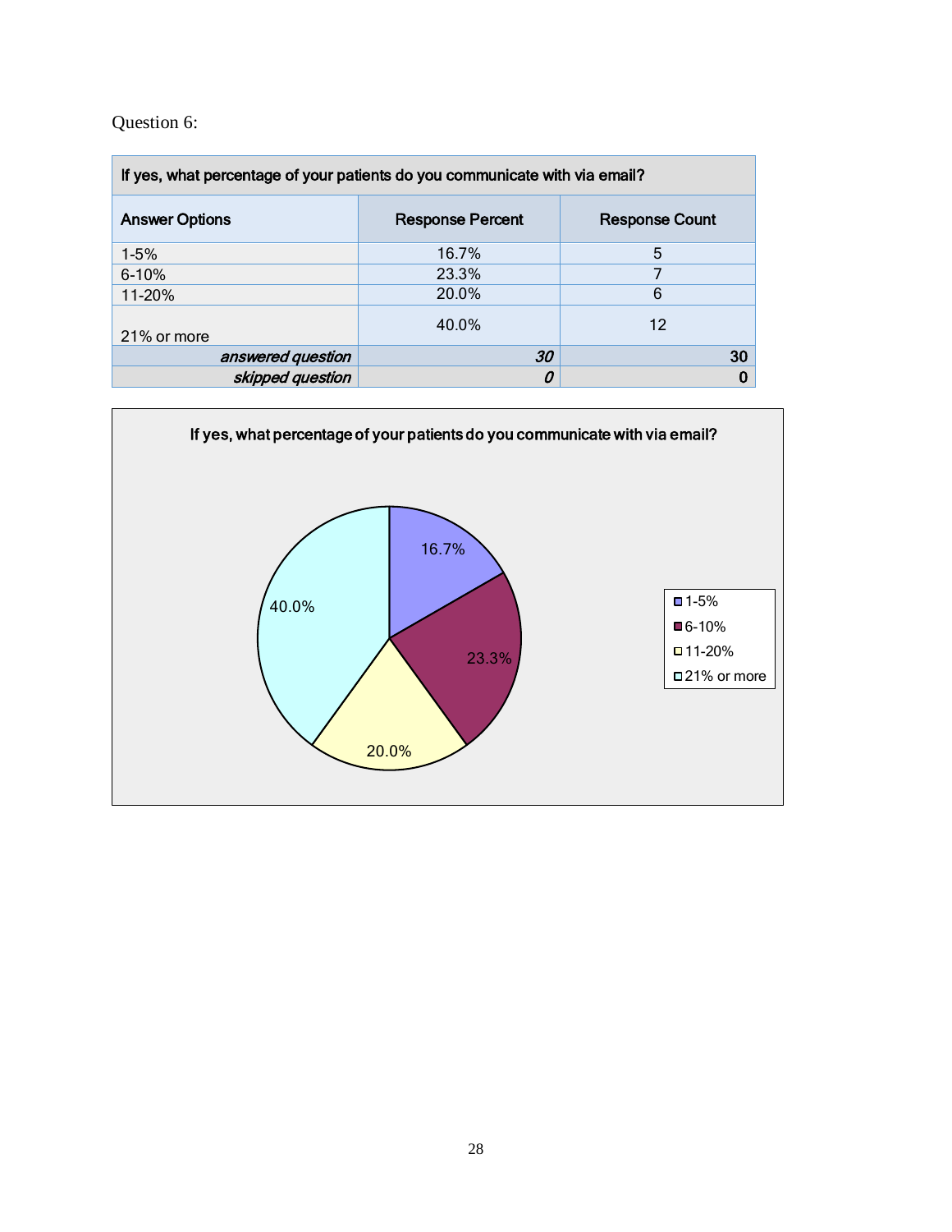Question 6:

| If yes, what percentage of your patients do you communicate with via email? | | |
|---|---|---|
| **Answer Options** | **Response Percent** | **Response Count** |
| 1-5% | 16.7% | 5 |
| 6-10% | 23.3% | 7 |
| 11-20% | 20.0% | 6 |
| 21% or more | 40.0% | 12 |
| ***answered question*** | ***30*** | **30** |
| ***skipped question*** | ***0*** | **0** |

**If yes, what percentage of your patients do you communicate with via email?**

| Answer Options | Response Percent |
|---|---|
| 1-5% | 16.7% |
| 6-10% | 23.3% |
| 11-20% | 20.0% |
| 21% or more | 40.0% |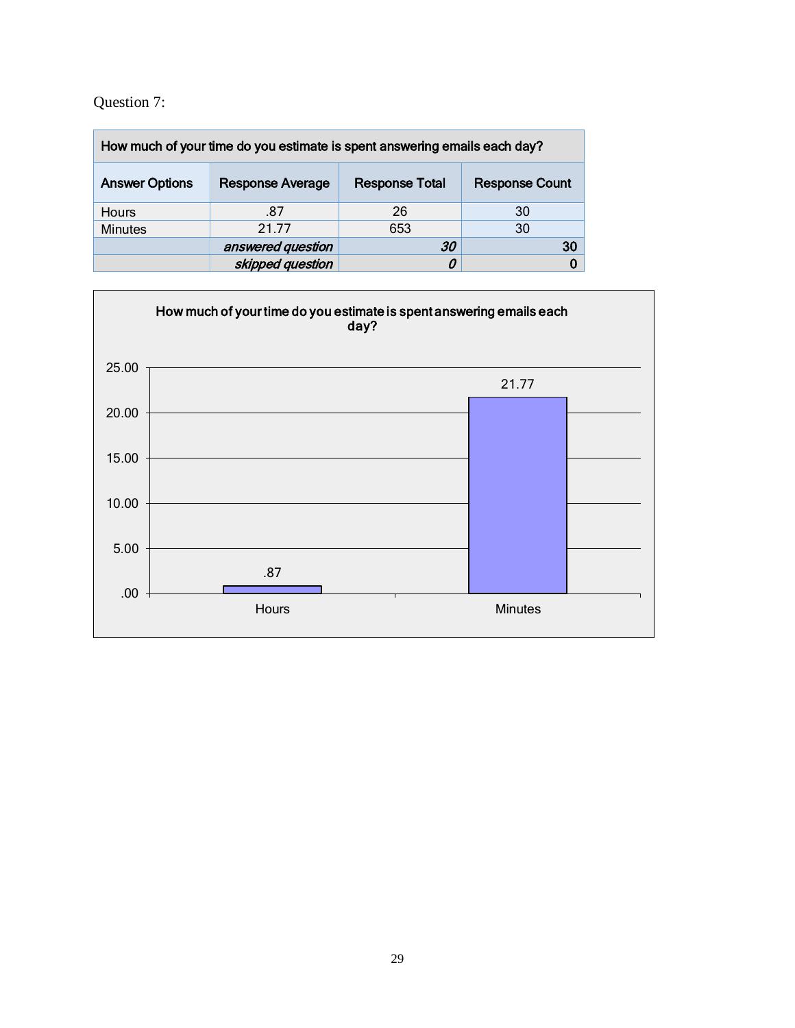Question 7:

| How much of your time do you estimate is spent answering emails each day? | | | |
|---|---|---|---|
| Answer Options | Response Average | Response Total | Response Count |
| Hours | .87 | 26 | 30 |
| Minutes | 21.77 | 653 | 30 |
| | *answered question* | *30* | **30** |
| | *skipped question* | *0* | **0** |

How much of your time do you estimate is spent answering emails each day?

| | Hours | Minutes |
|---|---|---|
| Response Average | .87 | 21.77 |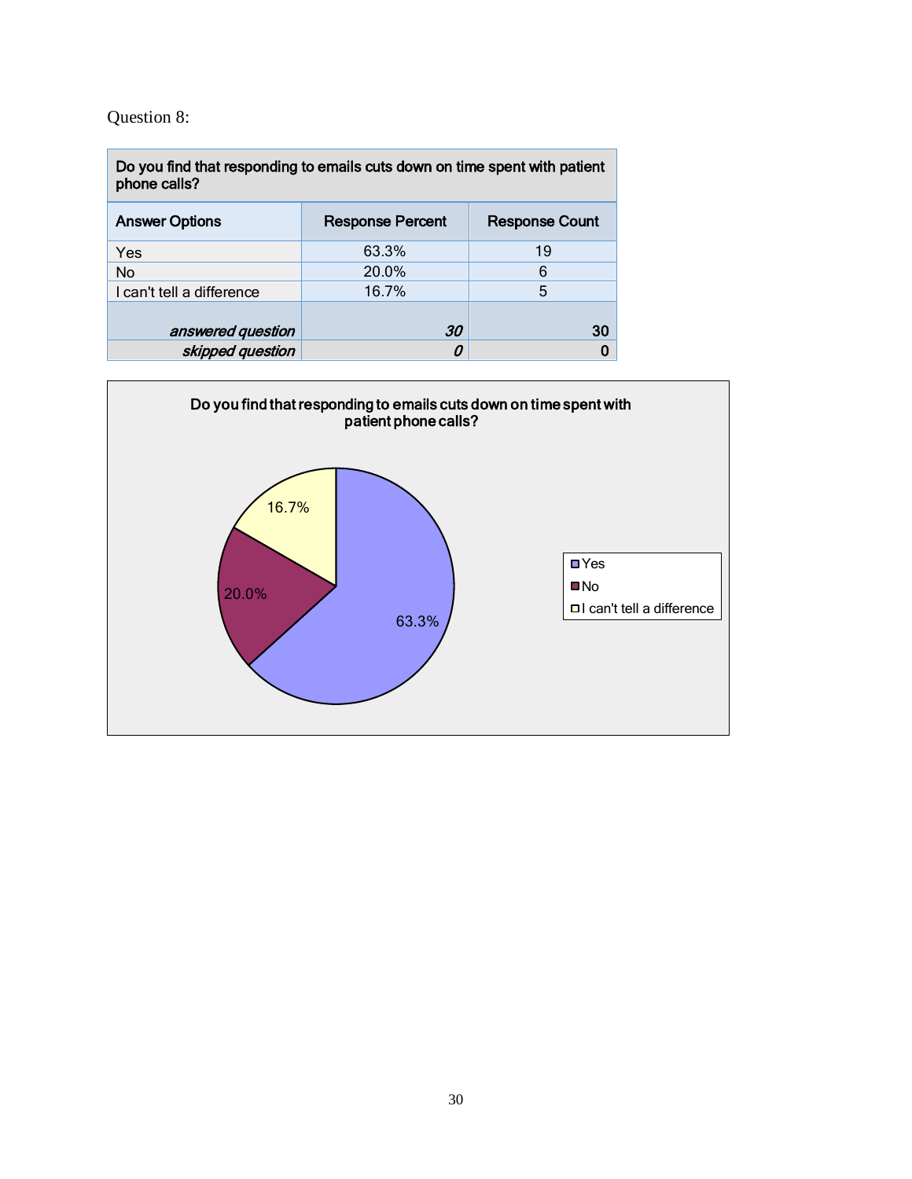Question 8:

| Do you find that responding to emails cuts down on time spent with patient phone calls? | | |
|---|---|---|
| **Answer Options** | **Response Percent** | **Response Count** |
| Yes | 63.3% | 19 |
| No | 20.0% | 6 |
| I can't tell a difference | 16.7% | 5 |
| ***answered question*** | ***30*** | **30** |
| ***skipped question*** | ***0*** | **0** |

**Do you find that responding to emails cuts down on time spent with patient phone calls?**

- Yes: 63.3%
- No: 20.0%
- I can't tell a difference: 16.7%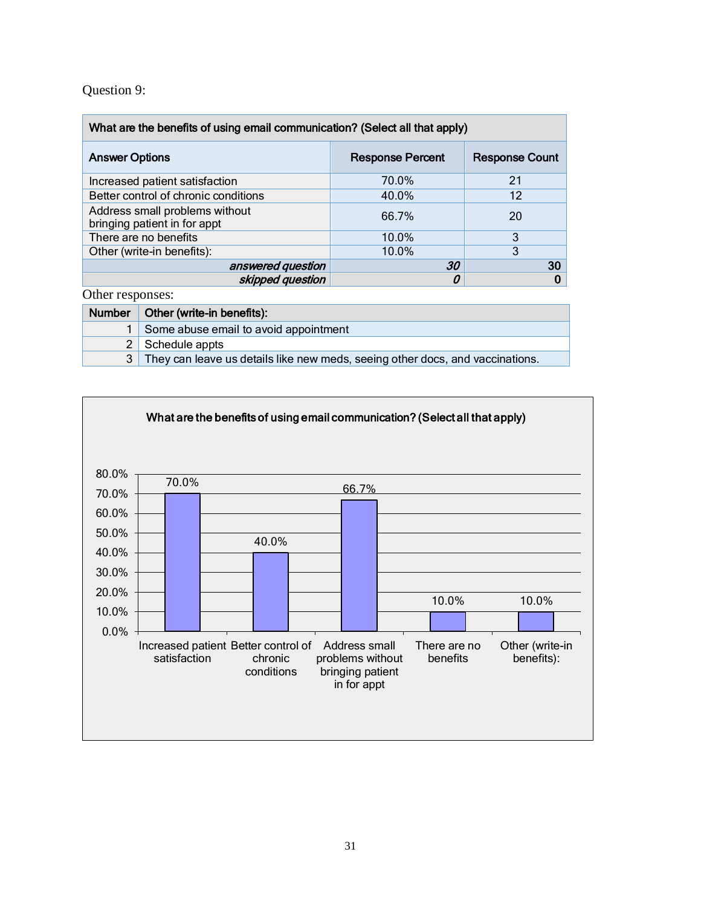Question 9:

| What are the benefits of using email communication? (Select all that apply) | | |
|---|---|---|
| **Answer Options** | **Response Percent** | **Response Count** |
| Increased patient satisfaction | 70.0% | 21 |
| Better control of chronic conditions | 40.0% | 12 |
| Address small problems without bringing patient in for appt | 66.7% | 20 |
| There are no benefits | 10.0% | 3 |
| Other (write-in benefits): | 10.0% | 3 |
| *answered question* | *30* | **30** |
| *skipped question* | *0* | **0** |

Other responses:

| Number | Other (write-in benefits): |
|---|---|
| 1 | Some abuse email to avoid appointment |
| 2 | Schedule appts |
| 3 | They can leave us details like new meds, seeing other docs, and vaccinations. |

**What are the benefits of using email communication? (Select all that apply)**

| Answer Option | Response Percent |
|---|---|
| Increased patient satisfaction | 70.0% |
| Better control of chronic conditions | 40.0% |
| Address small problems without bringing patient in for appt | 66.7% |
| There are no benefits | 10.0% |
| Other (write-in benefits): | 10.0% |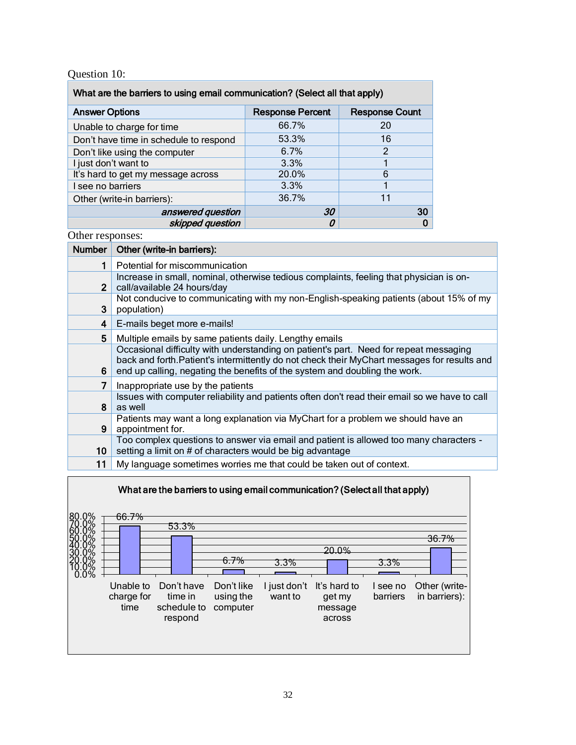Question 10:

| What are the barriers to using email communication? (Select all that apply) | | |
|---|---|---|
| **Answer Options** | **Response Percent** | **Response Count** |
| Unable to charge for time | 66.7% | 20 |
| Don't have time in schedule to respond | 53.3% | 16 |
| Don't like using the computer | 6.7% | 2 |
| I just don't want to | 3.3% | 1 |
| It's hard to get my message across | 20.0% | 6 |
| I see no barriers | 3.3% | 1 |
| Other (write-in barriers): | 36.7% | 11 |
| *answered question* | *30* | 30 |
| *skipped question* | *0* | 0 |

Other responses:

| Number | Other (write-in barriers): |
|---|---|
| 1 | Potential for miscommunication |
| 2 | Increase in small, nominal, otherwise tedious complaints, feeling that physician is on-call/available 24 hours/day |
| 3 | Not conducive to communicating with my non-English-speaking patients (about 15% of my population) |
| 4 | E-mails beget more e-mails! |
| 5 | Multiple emails by same patients daily. Lengthy emails |
| 6 | Occasional difficulty with understanding on patient's part. Need for repeat messaging back and forth.Patient's intermittently do not check their MyChart messages for results and end up calling, negating the benefits of the system and doubling the work. |
| 7 | Inappropriate use by the patients |
| 8 | Issues with computer reliability and patients often don't read their email so we have to call as well |
| 9 | Patients may want a long explanation via MyChart for a problem we should have an appointment for. |
| 10 | Too complex questions to answer via email and patient is allowed too many characters - setting a limit on # of characters would be big advantage |
| 11 | My language sometimes worries me that could be taken out of context. |

**What are the barriers to using email communication? (Select all that apply)**

| Answer Option | Percent |
|---|---|
| Unable to charge for time | 66.7% |
| Don't have time in schedule to respond | 53.3% |
| Don't like using the computer | 6.7% |
| I just don't want to | 3.3% |
| It's hard to get my message across | 20.0% |
| I see no barriers | 3.3% |
| Other (write-in barriers): | 36.7% |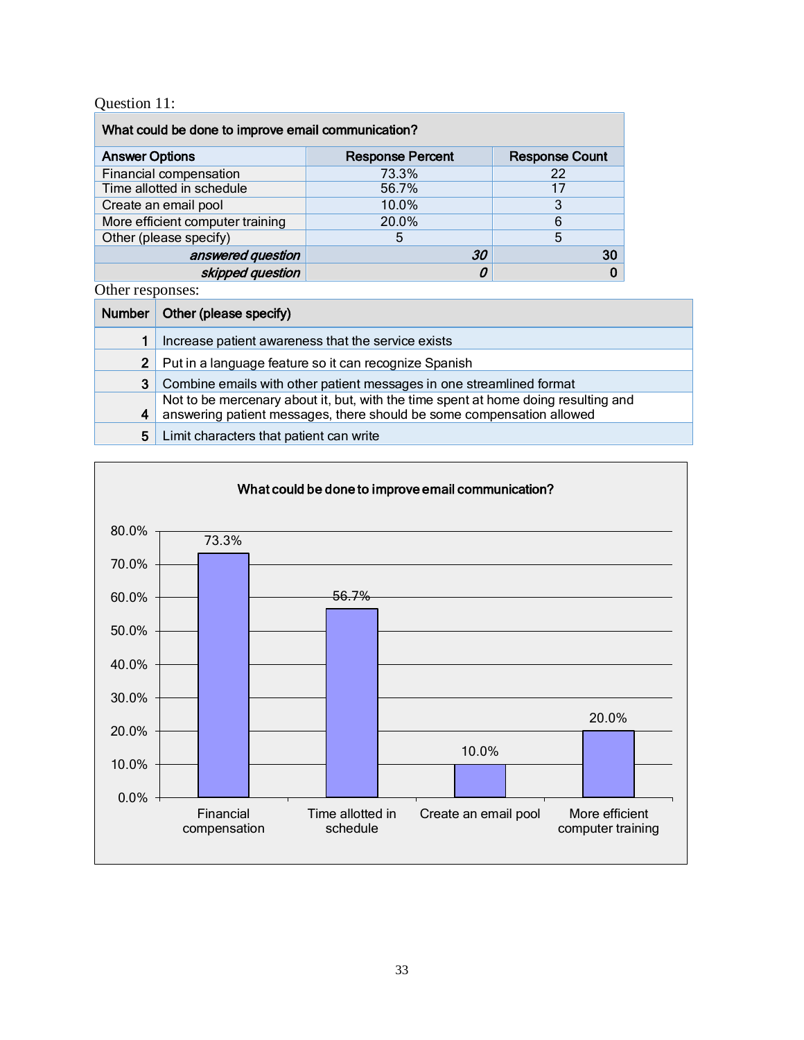Question 11:

| What could be done to improve email communication? | | |
|---|---|---|
| **Answer Options** | **Response Percent** | **Response Count** |
| Financial compensation | 73.3% | 22 |
| Time allotted in schedule | 56.7% | 17 |
| Create an email pool | 10.0% | 3 |
| More efficient computer training | 20.0% | 6 |
| Other (please specify) | 5 | 5 |
| ***answered question*** | ***30*** | **30** |
| ***skipped question*** | ***0*** | **0** |

Other responses:

| Number | Other (please specify) |
|---|---|
| 1 | Increase patient awareness that the service exists |
| 2 | Put in a language feature so it can recognize Spanish |
| 3 | Combine emails with other patient messages in one streamlined format |
| 4 | Not to be mercenary about it, but, with the time spent at home doing resulting and answering patient messages, there should be some compensation allowed |
| 5 | Limit characters that patient can write |

**What could be done to improve email communication?**

| Answer Option | Response Percent |
|---|---|
| Financial compensation | 73.3% |
| Time allotted in schedule | 56.7% |
| Create an email pool | 10.0% |
| More efficient computer training | 20.0% |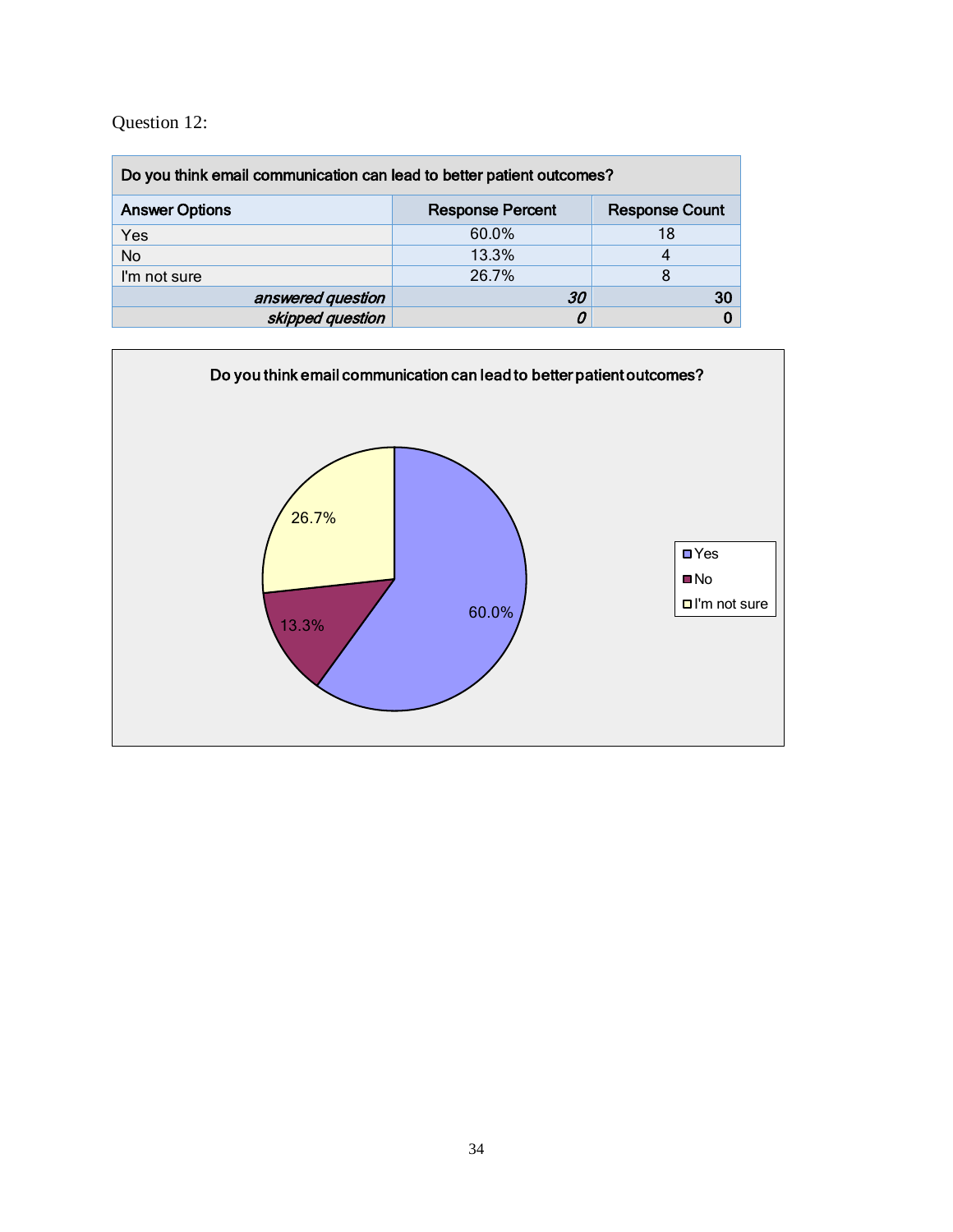Question 12:

| Do you think email communication can lead to better patient outcomes? | | |
|---|---|---|
| Answer Options | Response Percent | Response Count |
| Yes | 60.0% | 18 |
| No | 13.3% | 4 |
| I'm not sure | 26.7% | 8 |
| *answered question* | *30* | 30 |
| *skipped question* | *0* | 0 |

Do you think email communication can lead to better patient outcomes?

- Yes: 60.0%
- No: 13.3%
- I'm not sure: 26.7%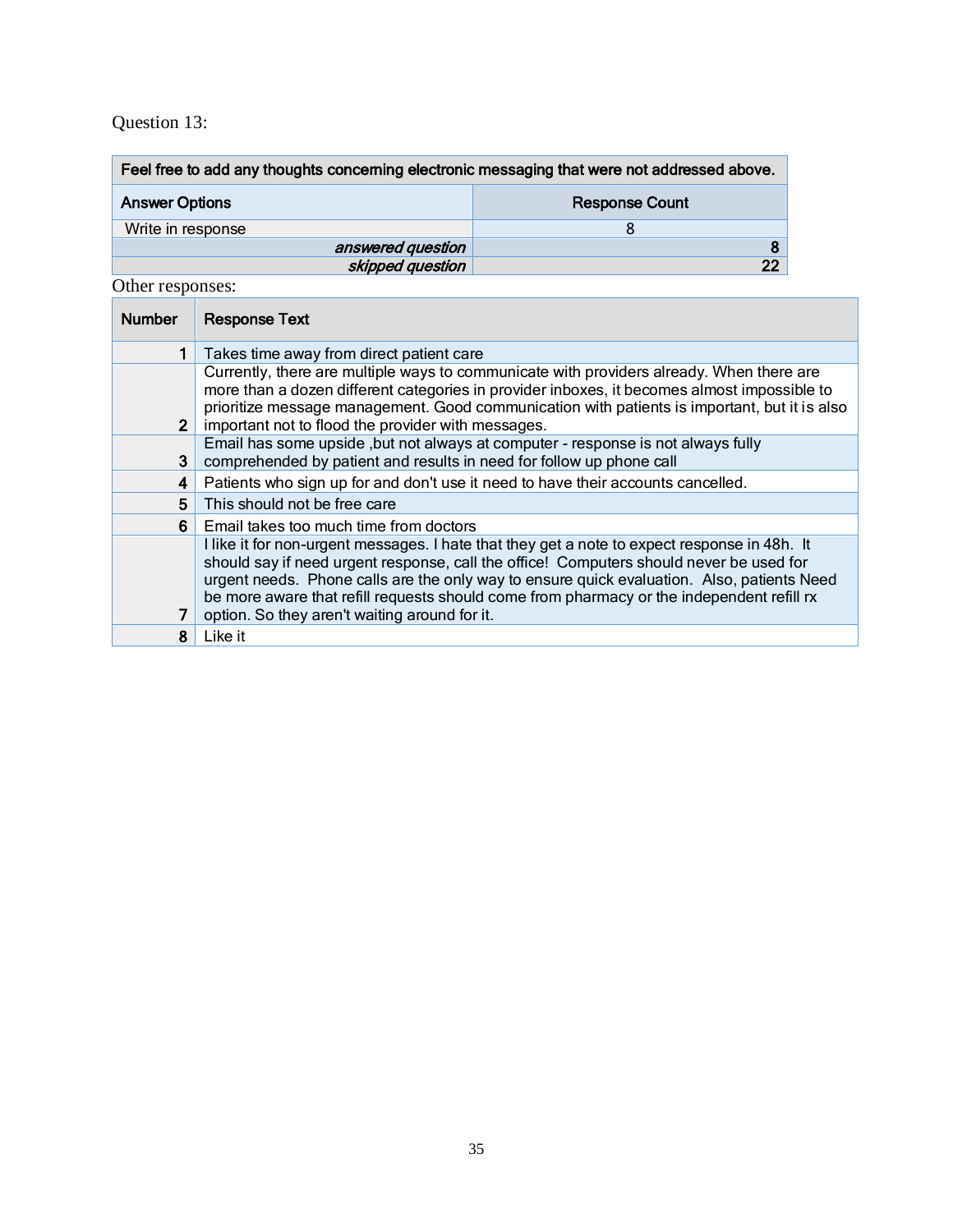Question 13:

| Feel free to add any thoughts concerning electronic messaging that were not addressed above. | |
|---|---|
| **Answer Options** | **Response Count** |
| Write in response | 8 |
| *answered question* | **8** |
| *skipped question* | **22** |

Other responses:

| Number | Response Text |
|---|---|
| 1 | Takes time away from direct patient care |
| 2 | Currently, there are multiple ways to communicate with providers already. When there are more than a dozen different categories in provider inboxes, it becomes almost impossible to prioritize message management. Good communication with patients is important, but it is also important not to flood the provider with messages. |
| 3 | Email has some upside ,but not always at computer - response is not always fully comprehended by patient and results in need for follow up phone call |
| 4 | Patients who sign up for and don't use it need to have their accounts cancelled. |
| 5 | This should not be free care |
| 6 | Email takes too much time from doctors |
| 7 | I like it for non-urgent messages. I hate that they get a note to expect response in 48h. It should say if need urgent response, call the office! Computers should never be used for urgent needs. Phone calls are the only way to ensure quick evaluation. Also, patients Need be more aware that refill requests should come from pharmacy or the independent refill rx option. So they aren't waiting around for it. |
| 8 | Like it |